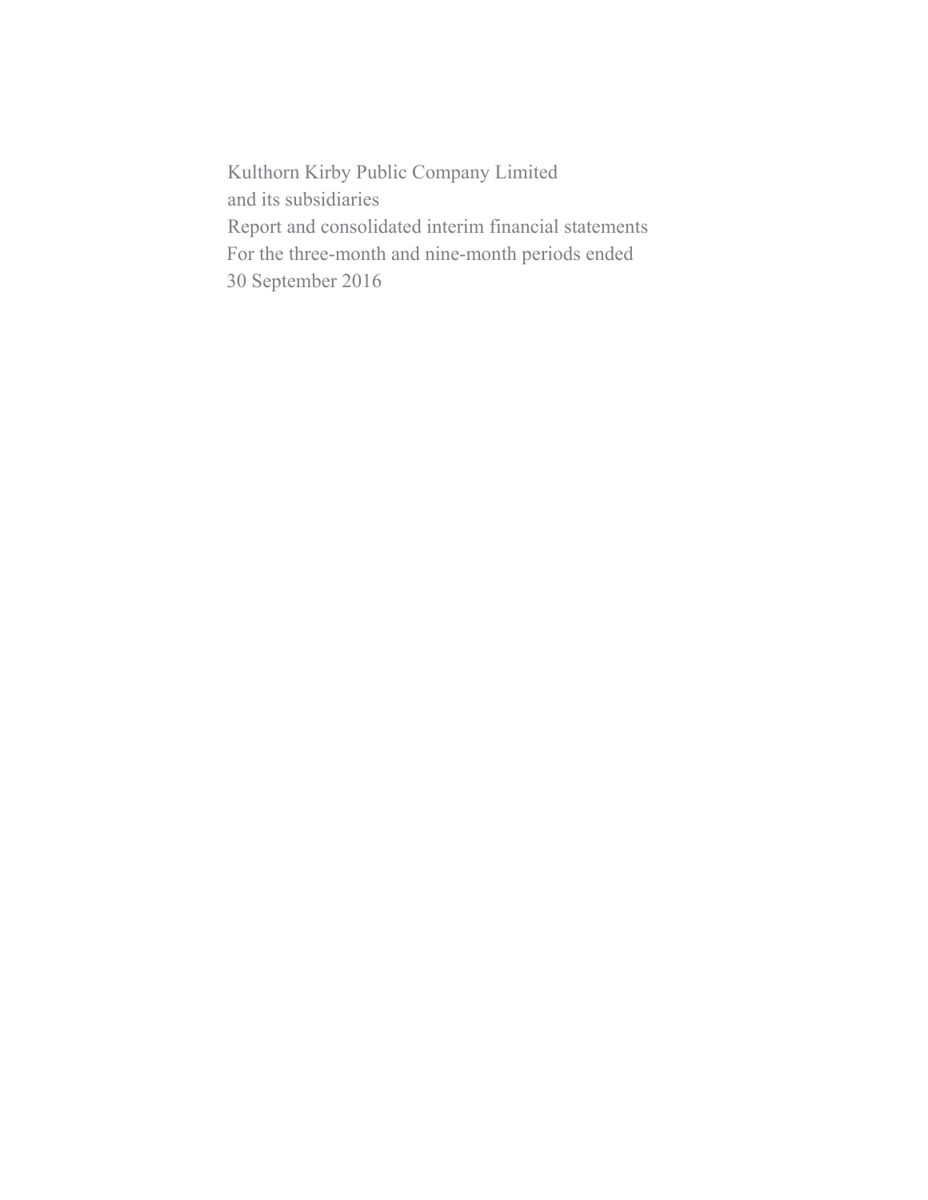Kulthorn Kirby Public Company Limited
and its subsidiaries
Report and consolidated interim financial statements
For the three-month and nine-month periods ended
30 September 2016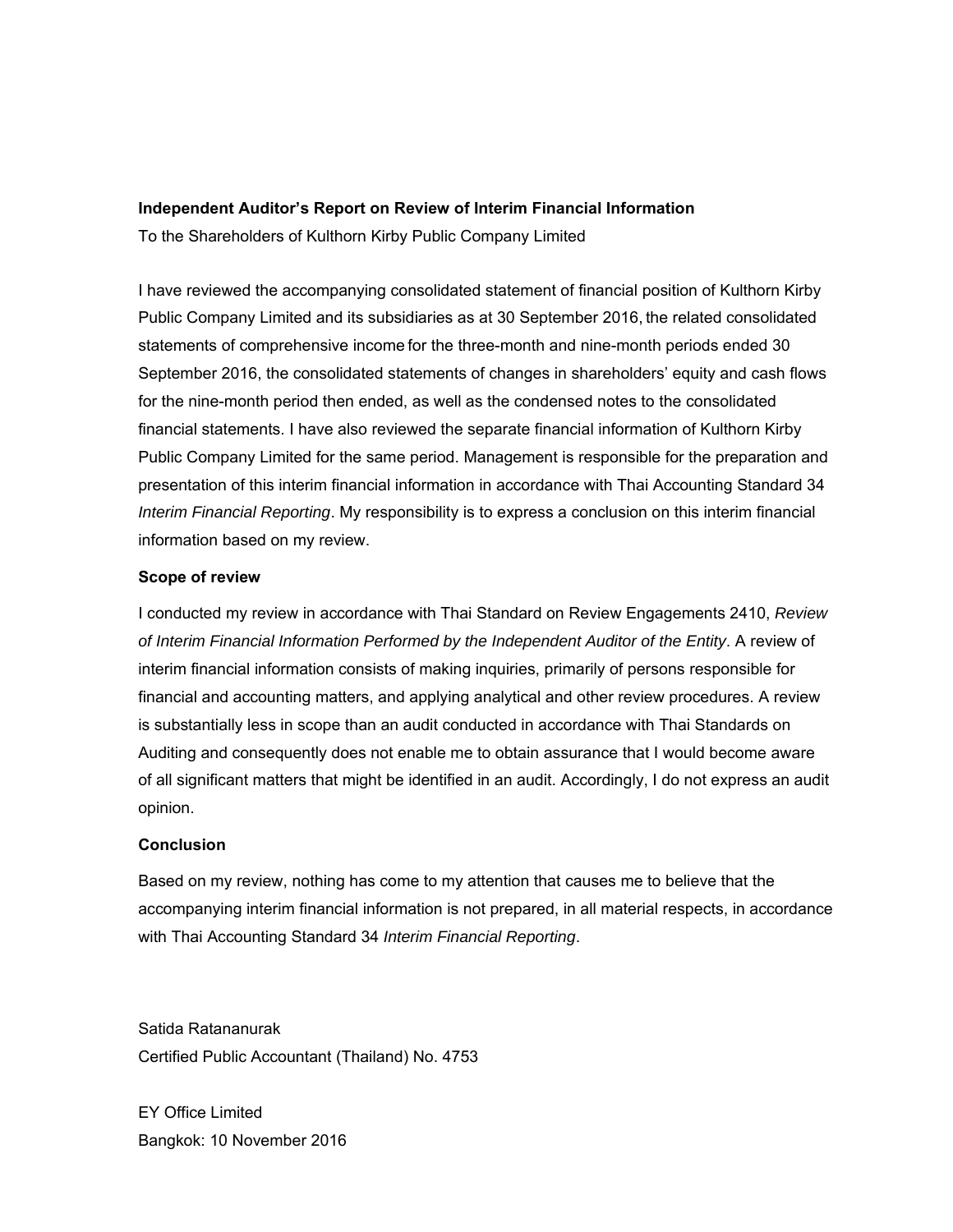**Independent Auditor's Report on Review of Interim Financial Information**

To the Shareholders of Kulthorn Kirby Public Company Limited

I have reviewed the accompanying consolidated statement of financial position of Kulthorn Kirby Public Company Limited and its subsidiaries as at 30 September 2016, the related consolidated statements of comprehensive income for the three-month and nine-month periods ended 30 September 2016, the consolidated statements of changes in shareholders' equity and cash flows for the nine-month period then ended, as well as the condensed notes to the consolidated financial statements. I have also reviewed the separate financial information of Kulthorn Kirby Public Company Limited for the same period. Management is responsible for the preparation and presentation of this interim financial information in accordance with Thai Accounting Standard 34 *Interim Financial Reporting*. My responsibility is to express a conclusion on this interim financial information based on my review.

**Scope of review**

I conducted my review in accordance with Thai Standard on Review Engagements 2410, *Review of Interim Financial Information Performed by the Independent Auditor of the Entity*. A review of interim financial information consists of making inquiries, primarily of persons responsible for financial and accounting matters, and applying analytical and other review procedures. A review is substantially less in scope than an audit conducted in accordance with Thai Standards on Auditing and consequently does not enable me to obtain assurance that I would become aware of all significant matters that might be identified in an audit. Accordingly, I do not express an audit opinion.

**Conclusion**

Based on my review, nothing has come to my attention that causes me to believe that the accompanying interim financial information is not prepared, in all material respects, in accordance with Thai Accounting Standard 34 *Interim Financial Reporting*.

Satida Ratananurak
Certified Public Accountant (Thailand) No. 4753

EY Office Limited
Bangkok: 10 November 2016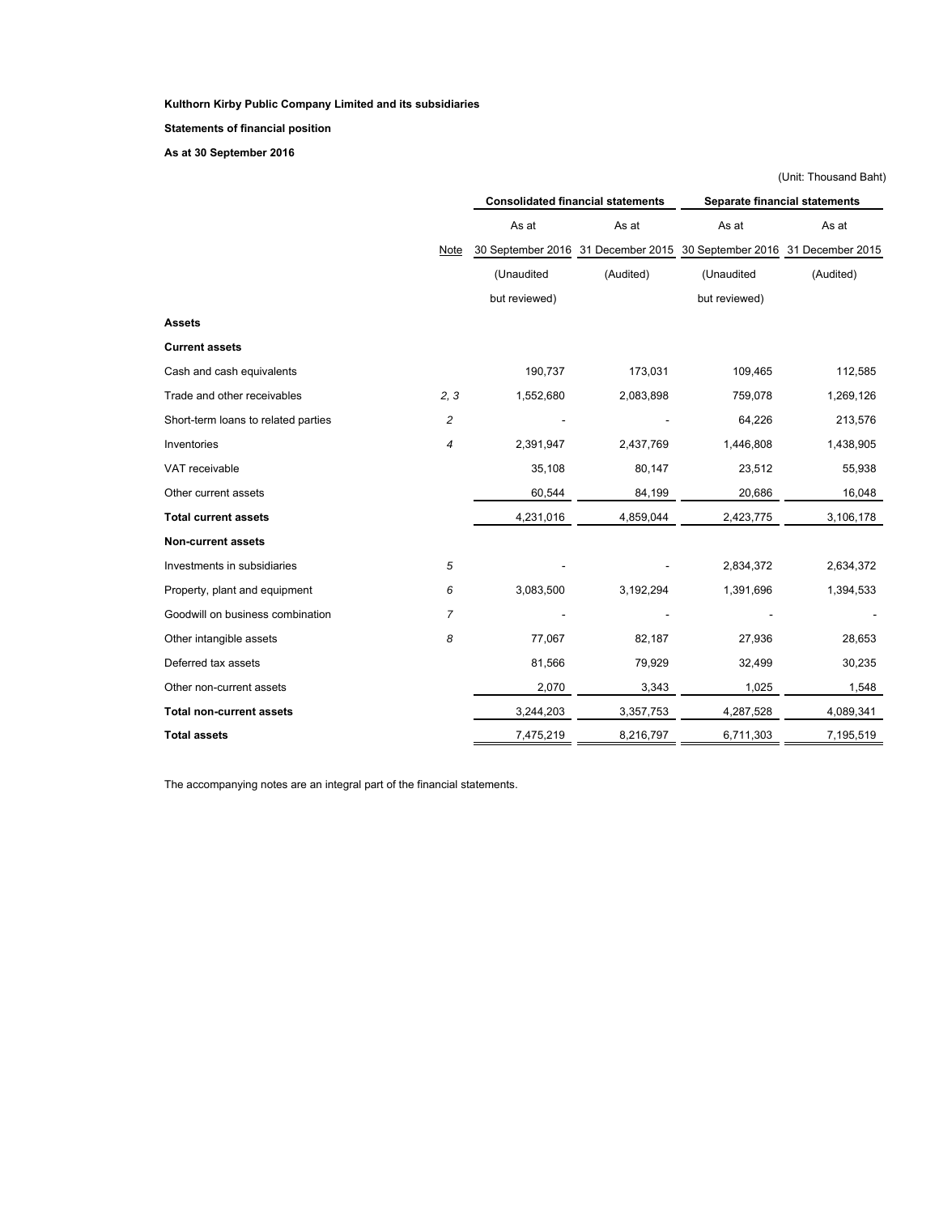**Kulthorn Kirby Public Company Limited and its subsidiaries**

**Statements of financial position**

**As at 30 September 2016**

(Unit: Thousand Baht)

| | Note | Consolidated financial statements | | Separate financial statements | |
|---|---|---|---|---|---|
| | | As at 30 September 2016 (Unaudited but reviewed) | As at 31 December 2015 (Audited) | As at 30 September 2016 (Unaudited but reviewed) | As at 31 December 2015 (Audited) |
| **Assets** | | | | | |
| **Current assets** | | | | | |
| Cash and cash equivalents | | 190,737 | 173,031 | 109,465 | 112,585 |
| Trade and other receivables | 2, 3 | 1,552,680 | 2,083,898 | 759,078 | 1,269,126 |
| Short-term loans to related parties | 2 | - | - | 64,226 | 213,576 |
| Inventories | 4 | 2,391,947 | 2,437,769 | 1,446,808 | 1,438,905 |
| VAT receivable | | 35,108 | 80,147 | 23,512 | 55,938 |
| Other current assets | | 60,544 | 84,199 | 20,686 | 16,048 |
| **Total current assets** | | 4,231,016 | 4,859,044 | 2,423,775 | 3,106,178 |
| **Non-current assets** | | | | | |
| Investments in subsidiaries | 5 | - | - | 2,834,372 | 2,634,372 |
| Property, plant and equipment | 6 | 3,083,500 | 3,192,294 | 1,391,696 | 1,394,533 |
| Goodwill on business combination | 7 | - | - | - | - |
| Other intangible assets | 8 | 77,067 | 82,187 | 27,936 | 28,653 |
| Deferred tax assets | | 81,566 | 79,929 | 32,499 | 30,235 |
| Other non-current assets | | 2,070 | 3,343 | 1,025 | 1,548 |
| **Total non-current assets** | | 3,244,203 | 3,357,753 | 4,287,528 | 4,089,341 |
| **Total assets** | | 7,475,219 | 8,216,797 | 6,711,303 | 7,195,519 |

The accompanying notes are an integral part of the financial statements.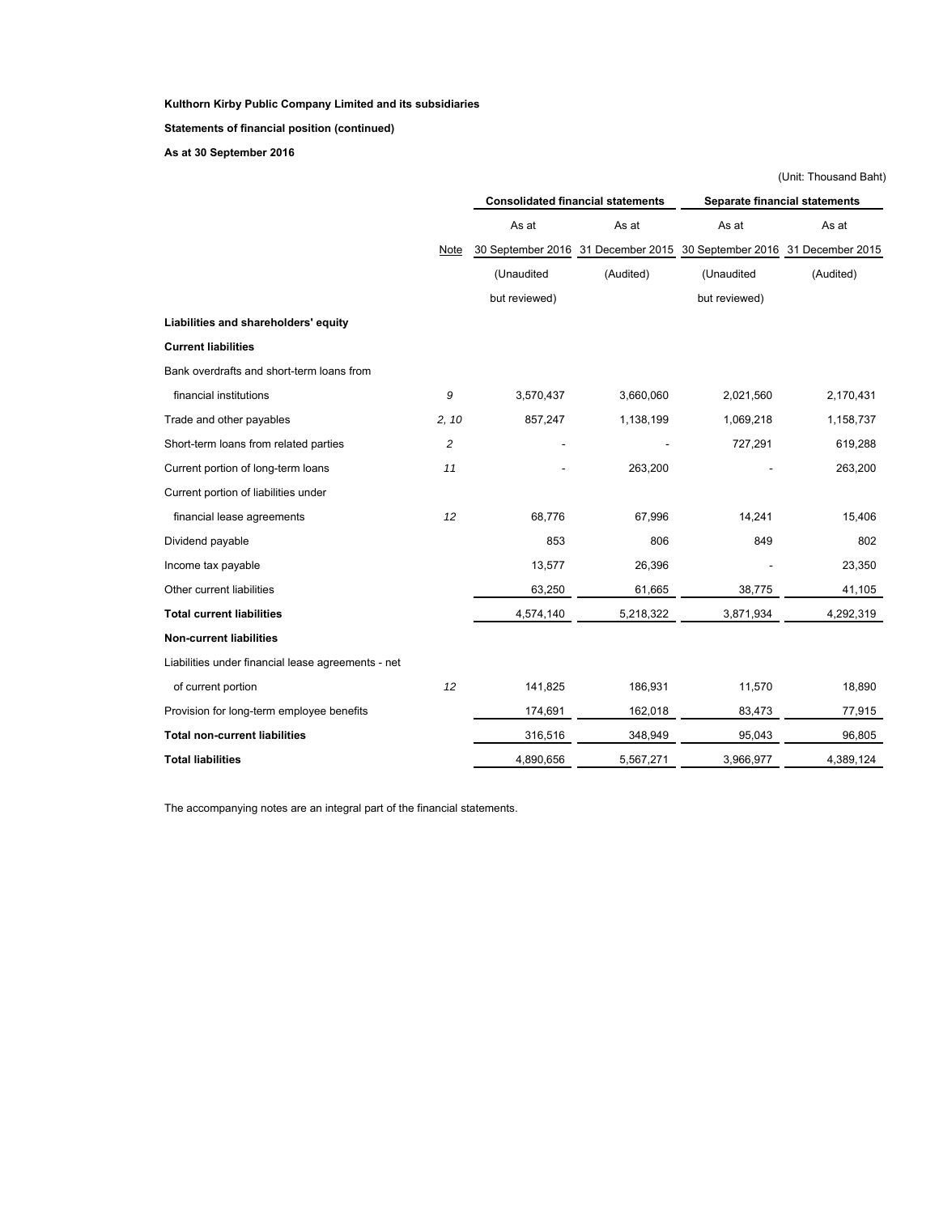**Kulthorn Kirby Public Company Limited and its subsidiaries**

**Statements of financial position (continued)**

**As at 30 September 2016**

(Unit: Thousand Baht)

| | Note | Consolidated financial statements | | Separate financial statements | |
|---|---|---|---|---|---|
| | | As at 30 September 2016 (Unaudited but reviewed) | As at 31 December 2015 (Audited) | As at 30 September 2016 (Unaudited but reviewed) | As at 31 December 2015 (Audited) |
| **Liabilities and shareholders' equity** | | | | | |
| **Current liabilities** | | | | | |
| Bank overdrafts and short-term loans from financial institutions | *9* | 3,570,437 | 3,660,060 | 2,021,560 | 2,170,431 |
| Trade and other payables | *2, 10* | 857,247 | 1,138,199 | 1,069,218 | 1,158,737 |
| Short-term loans from related parties | *2* | - | - | 727,291 | 619,288 |
| Current portion of long-term loans | *11* | - | 263,200 | - | 263,200 |
| Current portion of liabilities under financial lease agreements | *12* | 68,776 | 67,996 | 14,241 | 15,406 |
| Dividend payable | | 853 | 806 | 849 | 802 |
| Income tax payable | | 13,577 | 26,396 | - | 23,350 |
| Other current liabilities | | 63,250 | 61,665 | 38,775 | 41,105 |
| **Total current liabilities** | | 4,574,140 | 5,218,322 | 3,871,934 | 4,292,319 |
| **Non-current liabilities** | | | | | |
| Liabilities under financial lease agreements - net of current portion | *12* | 141,825 | 186,931 | 11,570 | 18,890 |
| Provision for long-term employee benefits | | 174,691 | 162,018 | 83,473 | 77,915 |
| **Total non-current liabilities** | | 316,516 | 348,949 | 95,043 | 96,805 |
| **Total liabilities** | | 4,890,656 | 5,567,271 | 3,966,977 | 4,389,124 |

The accompanying notes are an integral part of the financial statements.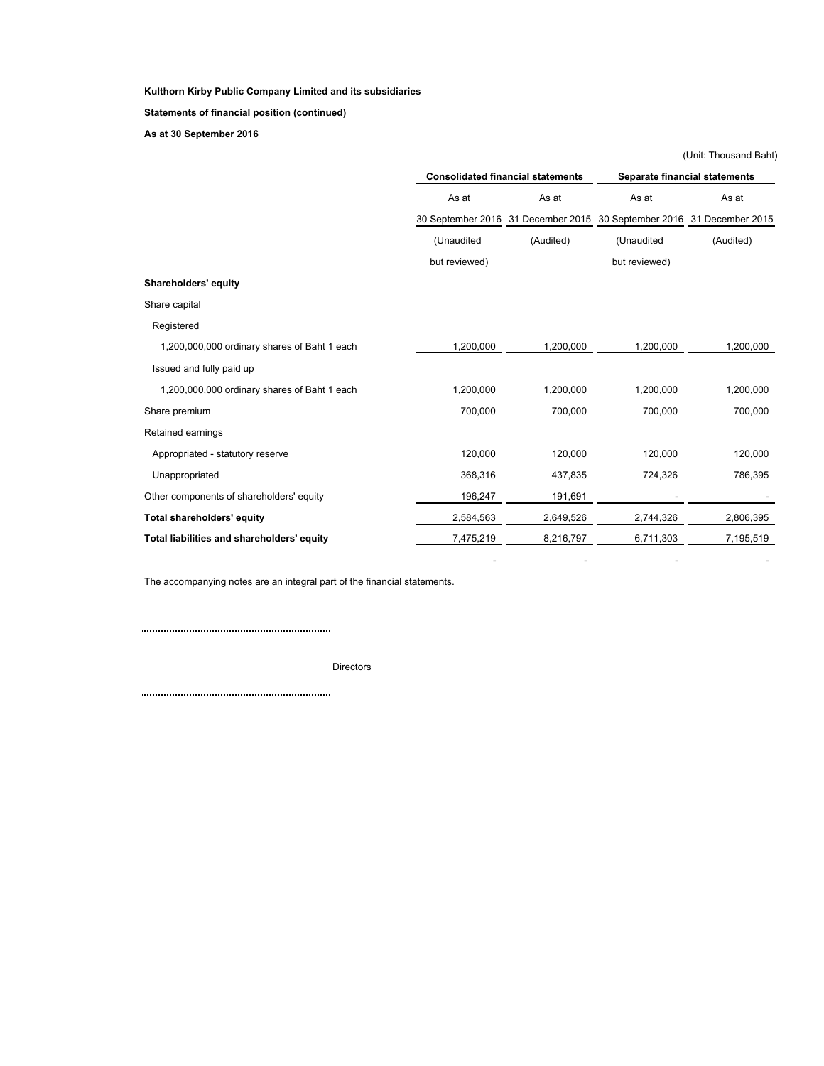**Kulthorn Kirby Public Company Limited and its subsidiaries**

**Statements of financial position (continued)**

**As at 30 September 2016**

(Unit: Thousand Baht)

| | Consolidated financial statements | | Separate financial statements | |
|---|---|---|---|---|
| | As at 30 September 2016 (Unaudited but reviewed) | As at 31 December 2015 (Audited) | As at 30 September 2016 (Unaudited but reviewed) | As at 31 December 2015 (Audited) |
| **Shareholders' equity** | | | | |
| Share capital | | | | |
| Registered | | | | |
| 1,200,000,000 ordinary shares of Baht 1 each | 1,200,000 | 1,200,000 | 1,200,000 | 1,200,000 |
| Issued and fully paid up | | | | |
| 1,200,000,000 ordinary shares of Baht 1 each | 1,200,000 | 1,200,000 | 1,200,000 | 1,200,000 |
| Share premium | 700,000 | 700,000 | 700,000 | 700,000 |
| Retained earnings | | | | |
| Appropriated - statutory reserve | 120,000 | 120,000 | 120,000 | 120,000 |
| Unappropriated | 368,316 | 437,835 | 724,326 | 786,395 |
| Other components of shareholders' equity | 196,247 | 191,691 | - | - |
| **Total shareholders' equity** | 2,584,563 | 2,649,526 | 2,744,326 | 2,806,395 |
| **Total liabilities and shareholders' equity** | 7,475,219 | 8,216,797 | 6,711,303 | 7,195,519 |
| | - | - | - | - |

The accompanying notes are an integral part of the financial statements.

..................................................................

Directors

..................................................................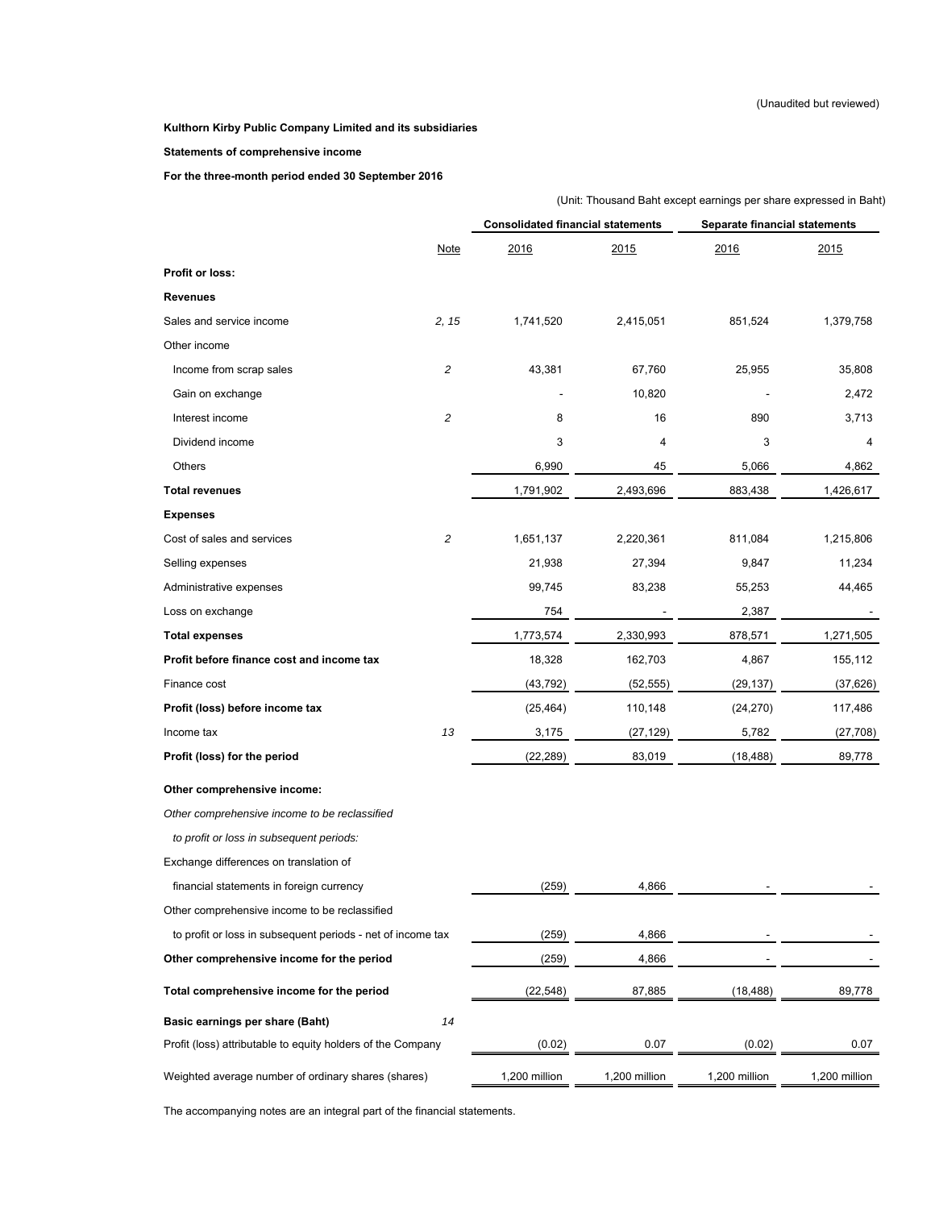(Unaudited but reviewed)

**Kulthorn Kirby Public Company Limited and its subsidiaries**

**Statements of comprehensive income**

**For the three-month period ended 30 September 2016**

(Unit: Thousand Baht except earnings per share expressed in Baht)

| | Note | Consolidated financial statements | | Separate financial statements | |
|---|---|---|---|---|---|
| | | 2016 | 2015 | 2016 | 2015 |
| **Profit or loss:** | | | | | |
| **Revenues** | | | | | |
| Sales and service income | *2, 15* | 1,741,520 | 2,415,051 | 851,524 | 1,379,758 |
| Other income | | | | | |
| Income from scrap sales | *2* | 43,381 | 67,760 | 25,955 | 35,808 |
| Gain on exchange | | - | 10,820 | - | 2,472 |
| Interest income | *2* | 8 | 16 | 890 | 3,713 |
| Dividend income | | 3 | 4 | 3 | 4 |
| Others | | 6,990 | 45 | 5,066 | 4,862 |
| **Total revenues** | | 1,791,902 | 2,493,696 | 883,438 | 1,426,617 |
| **Expenses** | | | | | |
| Cost of sales and services | *2* | 1,651,137 | 2,220,361 | 811,084 | 1,215,806 |
| Selling expenses | | 21,938 | 27,394 | 9,847 | 11,234 |
| Administrative expenses | | 99,745 | 83,238 | 55,253 | 44,465 |
| Loss on exchange | | 754 | - | 2,387 | - |
| **Total expenses** | | 1,773,574 | 2,330,993 | 878,571 | 1,271,505 |
| **Profit before finance cost and income tax** | | 18,328 | 162,703 | 4,867 | 155,112 |
| Finance cost | | (43,792) | (52,555) | (29,137) | (37,626) |
| **Profit (loss) before income tax** | | (25,464) | 110,148 | (24,270) | 117,486 |
| Income tax | *13* | 3,175 | (27,129) | 5,782 | (27,708) |
| **Profit (loss) for the period** | | (22,289) | 83,019 | (18,488) | 89,778 |
| **Other comprehensive income:** | | | | | |
| *Other comprehensive income to be reclassified* | | | | | |
| *to profit or loss in subsequent periods:* | | | | | |
| Exchange differences on translation of | | | | | |
| financial statements in foreign currency | | (259) | 4,866 | - | - |
| Other comprehensive income to be reclassified | | | | | |
| to profit or loss in subsequent periods - net of income tax | | (259) | 4,866 | - | - |
| **Other comprehensive income for the period** | | (259) | 4,866 | - | - |
| **Total comprehensive income for the period** | | (22,548) | 87,885 | (18,488) | 89,778 |
| **Basic earnings per share (Baht)** | *14* | | | | |
| Profit (loss) attributable to equity holders of the Company | | (0.02) | 0.07 | (0.02) | 0.07 |
| Weighted average number of ordinary shares (shares) | | 1,200 million | 1,200 million | 1,200 million | 1,200 million |

The accompanying notes are an integral part of the financial statements.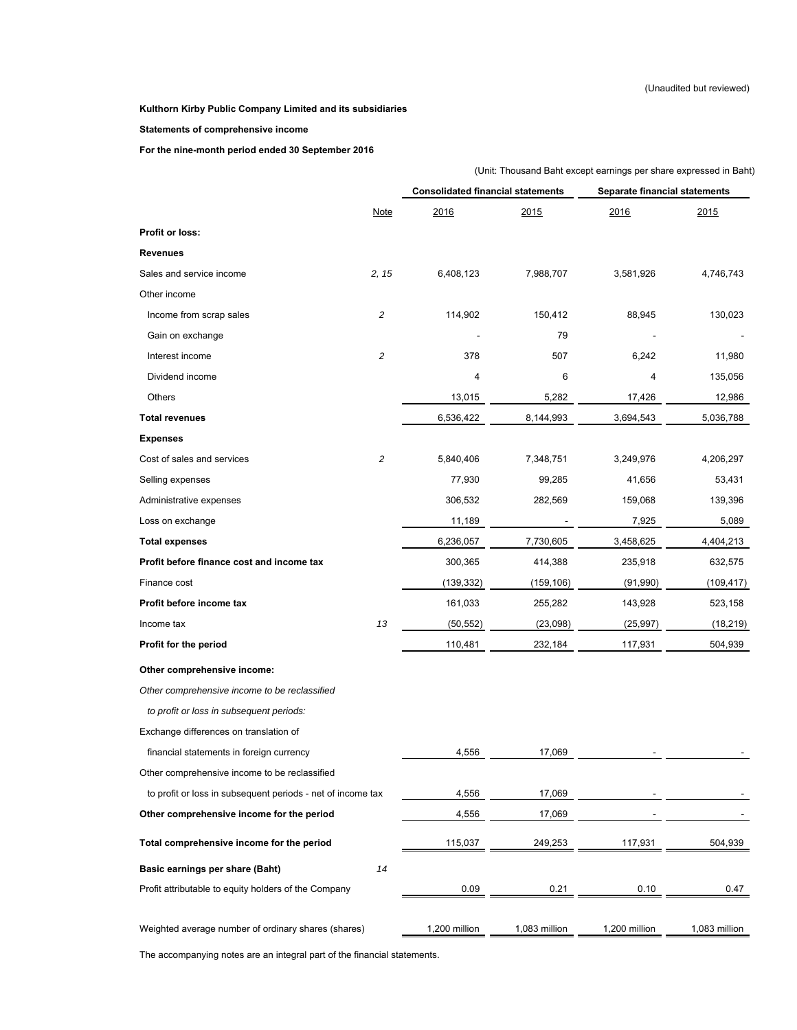(Unaudited but reviewed)

**Kulthorn Kirby Public Company Limited and its subsidiaries**

**Statements of comprehensive income**

**For the nine-month period ended 30 September 2016**

(Unit: Thousand Baht except earnings per share expressed in Baht)

| | Note | Consolidated financial statements | | Separate financial statements | |
|---|---|---|---|---|---|
| | | 2016 | 2015 | 2016 | 2015 |
| **Profit or loss:** | | | | | |
| **Revenues** | | | | | |
| Sales and service income | 2, 15 | 6,408,123 | 7,988,707 | 3,581,926 | 4,746,743 |
| Other income | | | | | |
| Income from scrap sales | 2 | 114,902 | 150,412 | 88,945 | 130,023 |
| Gain on exchange | | - | 79 | - | - |
| Interest income | 2 | 378 | 507 | 6,242 | 11,980 |
| Dividend income | | 4 | 6 | 4 | 135,056 |
| Others | | 13,015 | 5,282 | 17,426 | 12,986 |
| **Total revenues** | | 6,536,422 | 8,144,993 | 3,694,543 | 5,036,788 |
| **Expenses** | | | | | |
| Cost of sales and services | 2 | 5,840,406 | 7,348,751 | 3,249,976 | 4,206,297 |
| Selling expenses | | 77,930 | 99,285 | 41,656 | 53,431 |
| Administrative expenses | | 306,532 | 282,569 | 159,068 | 139,396 |
| Loss on exchange | | 11,189 | - | 7,925 | 5,089 |
| **Total expenses** | | 6,236,057 | 7,730,605 | 3,458,625 | 4,404,213 |
| **Profit before finance cost and income tax** | | 300,365 | 414,388 | 235,918 | 632,575 |
| Finance cost | | (139,332) | (159,106) | (91,990) | (109,417) |
| **Profit before income tax** | | 161,033 | 255,282 | 143,928 | 523,158 |
| Income tax | 13 | (50,552) | (23,098) | (25,997) | (18,219) |
| **Profit for the period** | | 110,481 | 232,184 | 117,931 | 504,939 |
| **Other comprehensive income:** | | | | | |
| *Other comprehensive income to be reclassified to profit or loss in subsequent periods:* | | | | | |
| Exchange differences on translation of financial statements in foreign currency | | 4,556 | 17,069 | - | - |
| Other comprehensive income to be reclassified to profit or loss in subsequent periods - net of income tax | | 4,556 | 17,069 | - | - |
| **Other comprehensive income for the period** | | 4,556 | 17,069 | - | - |
| **Total comprehensive income for the period** | | 115,037 | 249,253 | 117,931 | 504,939 |
| **Basic earnings per share (Baht)** | 14 | | | | |
| Profit attributable to equity holders of the Company | | 0.09 | 0.21 | 0.10 | 0.47 |
| Weighted average number of ordinary shares (shares) | | 1,200 million | 1,083 million | 1,200 million | 1,083 million |

The accompanying notes are an integral part of the financial statements.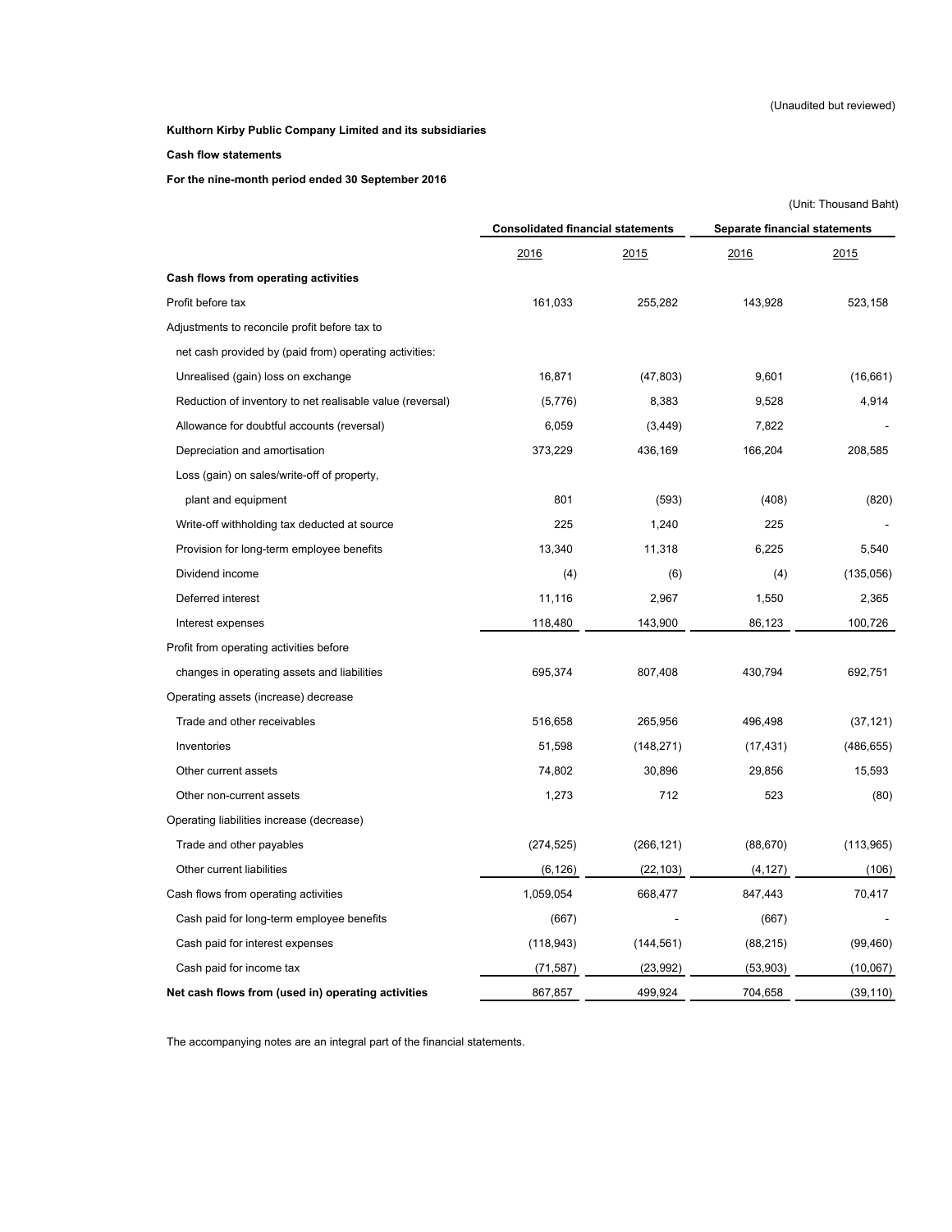(Unaudited but reviewed)

**Kulthorn Kirby Public Company Limited and its subsidiaries**

**Cash flow statements**

**For the nine-month period ended 30 September 2016**

(Unit: Thousand Baht)

| | Consolidated financial statements | | Separate financial statements | |
|---|---|---|---|---|
| | 2016 | 2015 | 2016 | 2015 |
| **Cash flows from operating activities** | | | | |
| Profit before tax | 161,033 | 255,282 | 143,928 | 523,158 |
| Adjustments to reconcile profit before tax to | | | | |
| net cash provided by (paid from) operating activities: | | | | |
| Unrealised (gain) loss on exchange | 16,871 | (47,803) | 9,601 | (16,661) |
| Reduction of inventory to net realisable value (reversal) | (5,776) | 8,383 | 9,528 | 4,914 |
| Allowance for doubtful accounts (reversal) | 6,059 | (3,449) | 7,822 | - |
| Depreciation and amortisation | 373,229 | 436,169 | 166,204 | 208,585 |
| Loss (gain) on sales/write-off of property, | | | | |
| plant and equipment | 801 | (593) | (408) | (820) |
| Write-off withholding tax deducted at source | 225 | 1,240 | 225 | - |
| Provision for long-term employee benefits | 13,340 | 11,318 | 6,225 | 5,540 |
| Dividend income | (4) | (6) | (4) | (135,056) |
| Deferred interest | 11,116 | 2,967 | 1,550 | 2,365 |
| Interest expenses | 118,480 | 143,900 | 86,123 | 100,726 |
| Profit from operating activities before | | | | |
| changes in operating assets and liabilities | 695,374 | 807,408 | 430,794 | 692,751 |
| Operating assets (increase) decrease | | | | |
| Trade and other receivables | 516,658 | 265,956 | 496,498 | (37,121) |
| Inventories | 51,598 | (148,271) | (17,431) | (486,655) |
| Other current assets | 74,802 | 30,896 | 29,856 | 15,593 |
| Other non-current assets | 1,273 | 712 | 523 | (80) |
| Operating liabilities increase (decrease) | | | | |
| Trade and other payables | (274,525) | (266,121) | (88,670) | (113,965) |
| Other current liabilities | (6,126) | (22,103) | (4,127) | (106) |
| Cash flows from operating activities | 1,059,054 | 668,477 | 847,443 | 70,417 |
| Cash paid for long-term employee benefits | (667) | - | (667) | - |
| Cash paid for interest expenses | (118,943) | (144,561) | (88,215) | (99,460) |
| Cash paid for income tax | (71,587) | (23,992) | (53,903) | (10,067) |
| **Net cash flows from (used in) operating activities** | 867,857 | 499,924 | 704,658 | (39,110) |

The accompanying notes are an integral part of the financial statements.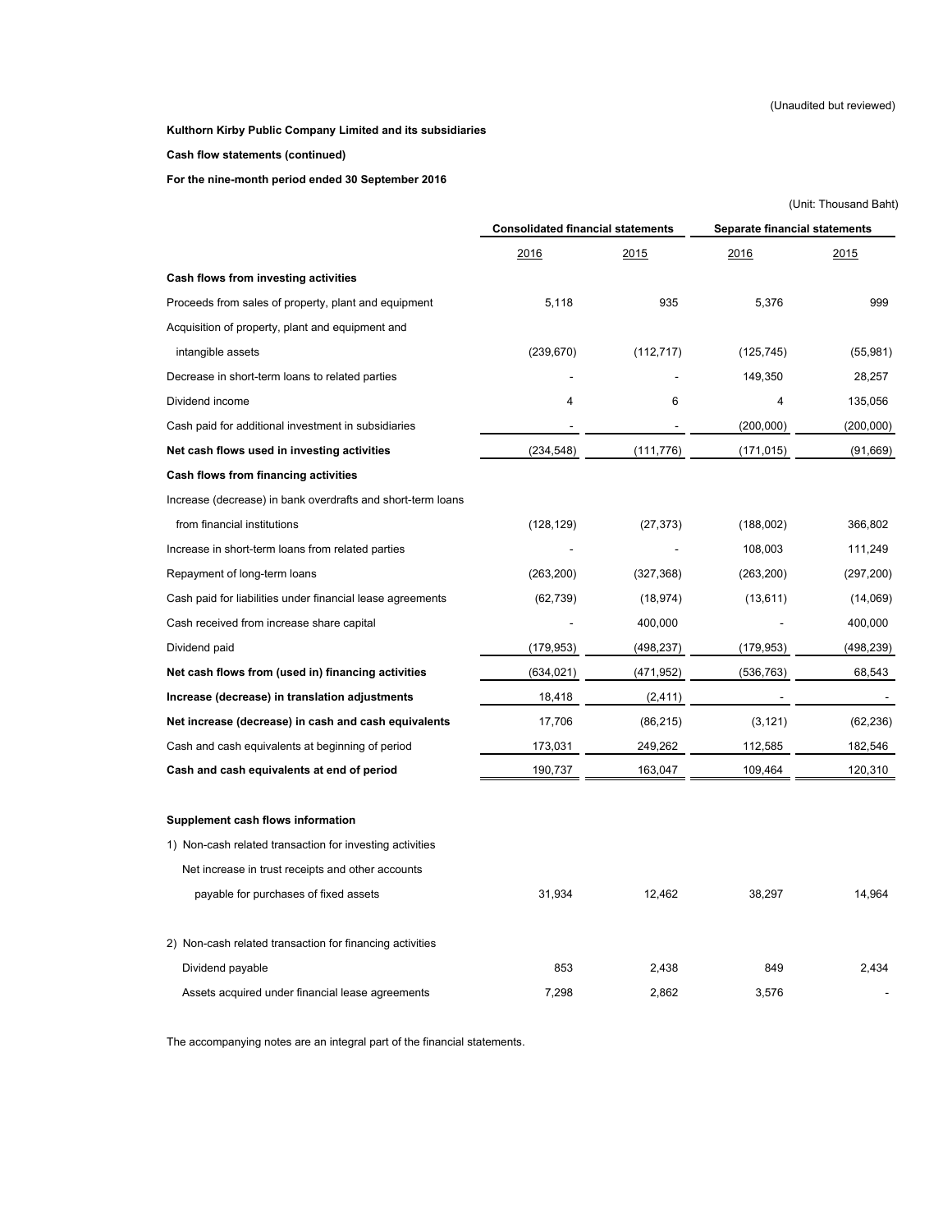(Unaudited but reviewed)

**Kulthorn Kirby Public Company Limited and its subsidiaries**

**Cash flow statements (continued)**

**For the nine-month period ended 30 September 2016**

(Unit: Thousand Baht)

| | Consolidated financial statements | | Separate financial statements | |
|---|---|---|---|---|
| | 2016 | 2015 | 2016 | 2015 |
| **Cash flows from investing activities** | | | | |
| Proceeds from sales of property, plant and equipment | 5,118 | 935 | 5,376 | 999 |
| Acquisition of property, plant and equipment and intangible assets | (239,670) | (112,717) | (125,745) | (55,981) |
| Decrease in short-term loans to related parties | - | - | 149,350 | 28,257 |
| Dividend income | 4 | 6 | 4 | 135,056 |
| Cash paid for additional investment in subsidiaries | - | - | (200,000) | (200,000) |
| **Net cash flows used in investing activities** | (234,548) | (111,776) | (171,015) | (91,669) |
| **Cash flows from financing activities** | | | | |
| Increase (decrease) in bank overdrafts and short-term loans from financial institutions | (128,129) | (27,373) | (188,002) | 366,802 |
| Increase in short-term loans from related parties | - | - | 108,003 | 111,249 |
| Repayment of long-term loans | (263,200) | (327,368) | (263,200) | (297,200) |
| Cash paid for liabilities under financial lease agreements | (62,739) | (18,974) | (13,611) | (14,069) |
| Cash received from increase share capital | - | 400,000 | - | 400,000 |
| Dividend paid | (179,953) | (498,237) | (179,953) | (498,239) |
| **Net cash flows from (used in) financing activities** | (634,021) | (471,952) | (536,763) | 68,543 |
| **Increase (decrease) in translation adjustments** | 18,418 | (2,411) | - | - |
| **Net increase (decrease) in cash and cash equivalents** | 17,706 | (86,215) | (3,121) | (62,236) |
| Cash and cash equivalents at beginning of period | 173,031 | 249,262 | 112,585 | 182,546 |
| **Cash and cash equivalents at end of period** | 190,737 | 163,047 | 109,464 | 120,310 |
| | | | | |
| **Supplement cash flows information** | | | | |
| 1) Non-cash related transaction for investing activities | | | | |
| Net increase in trust receipts and other accounts payable for purchases of fixed assets | 31,934 | 12,462 | 38,297 | 14,964 |
| 2) Non-cash related transaction for financing activities | | | | |
| Dividend payable | 853 | 2,438 | 849 | 2,434 |
| Assets acquired under financial lease agreements | 7,298 | 2,862 | 3,576 | - |

The accompanying notes are an integral part of the financial statements.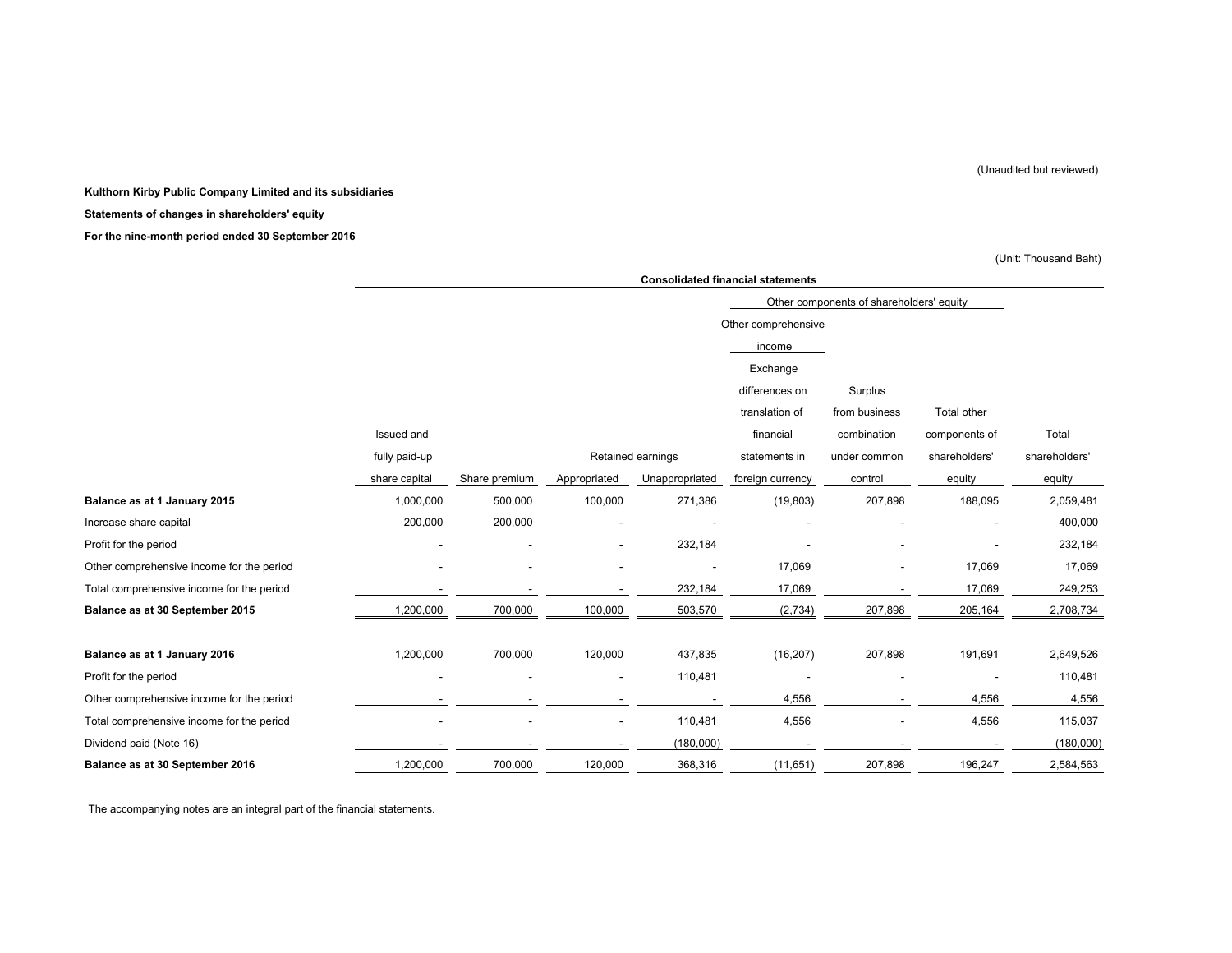(Unaudited but reviewed)

**Kulthorn Kirby Public Company Limited and its subsidiaries**

**Statements of changes in shareholders' equity**

**For the nine-month period ended 30 September 2016**

(Unit: Thousand Baht)

| | Consolidated financial statements | | | | | | | |
|---|---|---|---|---|---|---|---|---|
| | | | | | Other components of shareholders' equity | | | |
| | | | | | Other comprehensive income | | | |
| | Issued and fully paid-up share capital | Share premium | Retained earnings | | Exchange differences on translation of financial statements in foreign currency | Surplus from business combination under common control | Total other components of shareholders' equity | Total shareholders' equity |
| | | | Appropriated | Unappropriated | | | | |
| **Balance as at 1 January 2015** | 1,000,000 | 500,000 | 100,000 | 271,386 | (19,803) | 207,898 | 188,095 | 2,059,481 |
| Increase share capital | 200,000 | 200,000 | - | - | - | - | - | 400,000 |
| Profit for the period | - | - | - | 232,184 | - | - | - | 232,184 |
| Other comprehensive income for the period | - | - | - | - | 17,069 | - | 17,069 | 17,069 |
| Total comprehensive income for the period | - | - | - | 232,184 | 17,069 | - | 17,069 | 249,253 |
| **Balance as at 30 September 2015** | 1,200,000 | 700,000 | 100,000 | 503,570 | (2,734) | 207,898 | 205,164 | 2,708,734 |
| | | | | | | | | |
| **Balance as at 1 January 2016** | 1,200,000 | 700,000 | 120,000 | 437,835 | (16,207) | 207,898 | 191,691 | 2,649,526 |
| Profit for the period | - | - | - | 110,481 | - | - | - | 110,481 |
| Other comprehensive income for the period | - | - | - | - | 4,556 | - | 4,556 | 4,556 |
| Total comprehensive income for the period | - | - | - | 110,481 | 4,556 | - | 4,556 | 115,037 |
| Dividend paid (Note 16) | - | - | - | (180,000) | - | - | - | (180,000) |
| **Balance as at 30 September 2016** | 1,200,000 | 700,000 | 120,000 | 368,316 | (11,651) | 207,898 | 196,247 | 2,584,563 |

The accompanying notes are an integral part of the financial statements.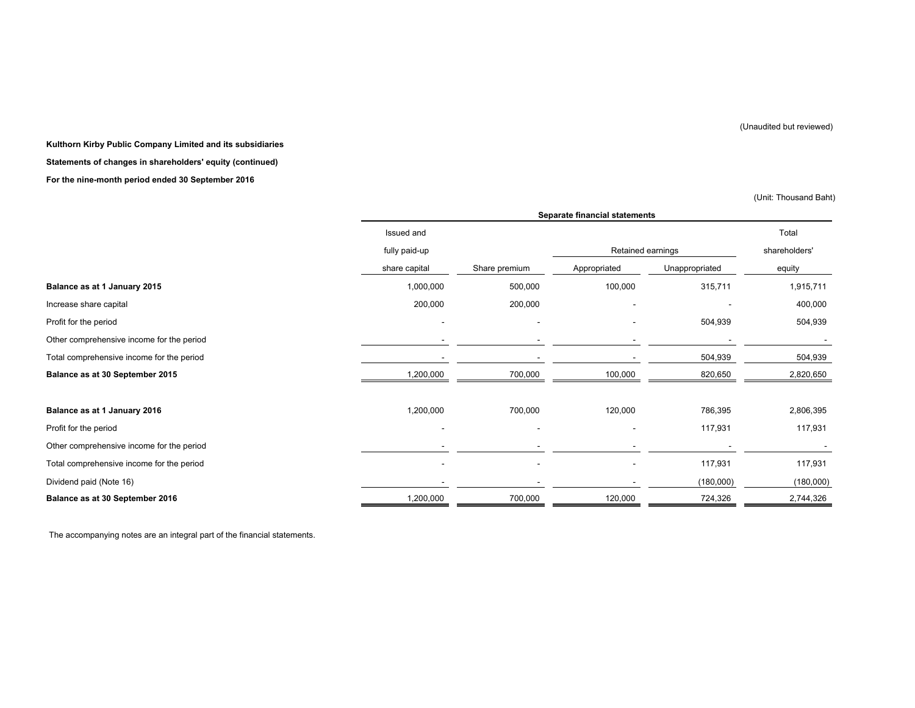(Unaudited but reviewed)

**Kulthorn Kirby Public Company Limited and its subsidiaries**

**Statements of changes in shareholders' equity (continued)**

**For the nine-month period ended 30 September 2016**

(Unit: Thousand Baht)

| | Separate financial statements | | | | |
|---|---|---|---|---|---|
| | Issued and fully paid-up share capital | Share premium | Retained earnings | | Total shareholders' equity |
| | | | Appropriated | Unappropriated | |
| **Balance as at 1 January 2015** | 1,000,000 | 500,000 | 100,000 | 315,711 | 1,915,711 |
| Increase share capital | 200,000 | 200,000 | - | - | 400,000 |
| Profit for the period | - | - | - | 504,939 | 504,939 |
| Other comprehensive income for the period | - | - | - | - | - |
| Total comprehensive income for the period | - | - | - | 504,939 | 504,939 |
| **Balance as at 30 September 2015** | 1,200,000 | 700,000 | 100,000 | 820,650 | 2,820,650 |
| | | | | | |
| **Balance as at 1 January 2016** | 1,200,000 | 700,000 | 120,000 | 786,395 | 2,806,395 |
| Profit for the period | - | - | - | 117,931 | 117,931 |
| Other comprehensive income for the period | - | - | - | - | - |
| Total comprehensive income for the period | - | - | - | 117,931 | 117,931 |
| Dividend paid (Note 16) | - | - | - | (180,000) | (180,000) |
| **Balance as at 30 September 2016** | 1,200,000 | 700,000 | 120,000 | 724,326 | 2,744,326 |

The accompanying notes are an integral part of the financial statements.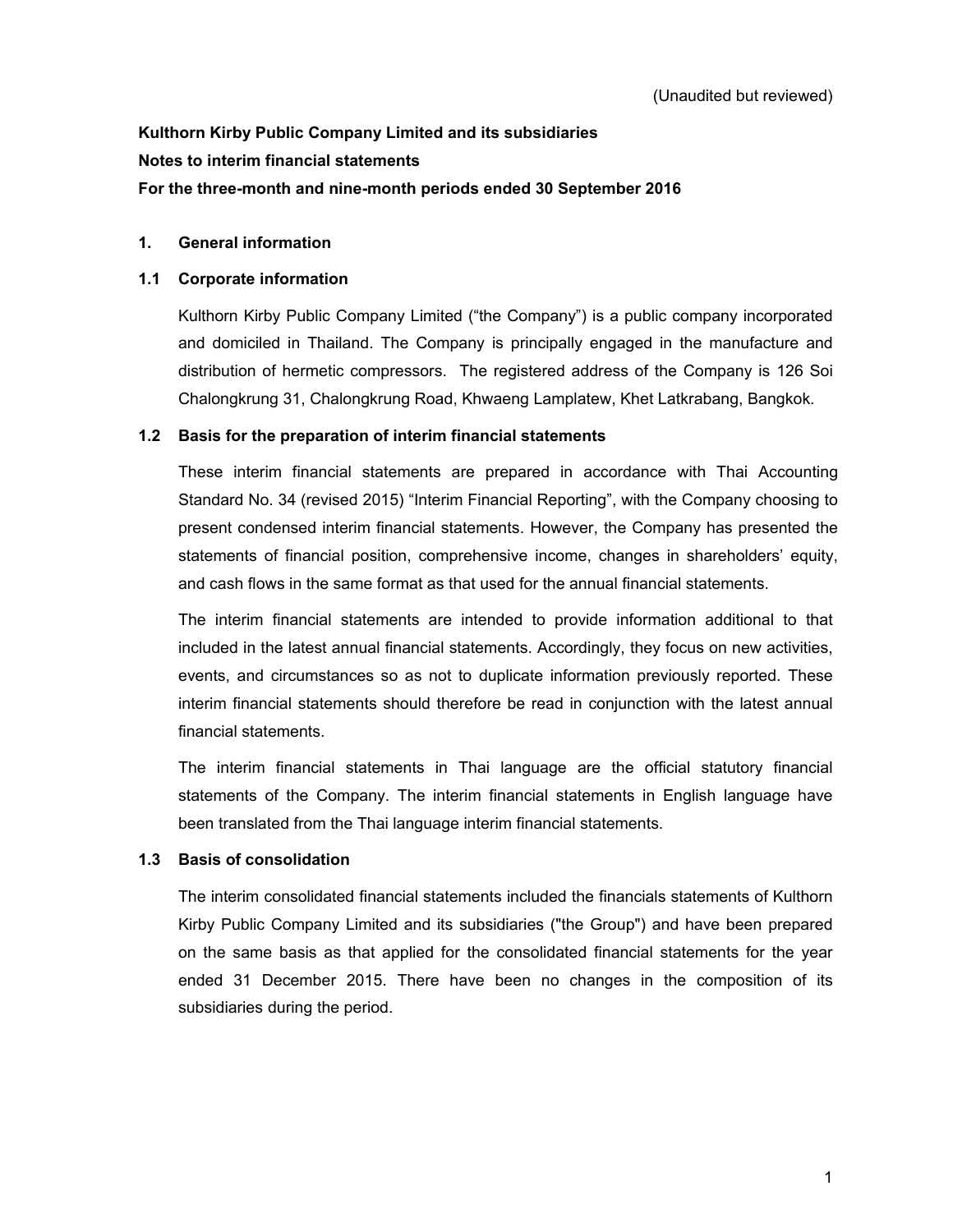(Unaudited but reviewed)

**Kulthorn Kirby Public Company Limited and its subsidiaries**

**Notes to interim financial statements**

**For the three-month and nine-month periods ended 30 September 2016**

## 1. General information

### 1.1 Corporate information

Kulthorn Kirby Public Company Limited ("the Company") is a public company incorporated and domiciled in Thailand. The Company is principally engaged in the manufacture and distribution of hermetic compressors. The registered address of the Company is 126 Soi Chalongkrung 31, Chalongkrung Road, Khwaeng Lamplatew, Khet Latkrabang, Bangkok.

### 1.2 Basis for the preparation of interim financial statements

These interim financial statements are prepared in accordance with Thai Accounting Standard No. 34 (revised 2015) "Interim Financial Reporting", with the Company choosing to present condensed interim financial statements. However, the Company has presented the statements of financial position, comprehensive income, changes in shareholders' equity, and cash flows in the same format as that used for the annual financial statements.

The interim financial statements are intended to provide information additional to that included in the latest annual financial statements. Accordingly, they focus on new activities, events, and circumstances so as not to duplicate information previously reported. These interim financial statements should therefore be read in conjunction with the latest annual financial statements.

The interim financial statements in Thai language are the official statutory financial statements of the Company. The interim financial statements in English language have been translated from the Thai language interim financial statements.

### 1.3 Basis of consolidation

The interim consolidated financial statements included the financials statements of Kulthorn Kirby Public Company Limited and its subsidiaries ("the Group") and have been prepared on the same basis as that applied for the consolidated financial statements for the year ended 31 December 2015. There have been no changes in the composition of its subsidiaries during the period.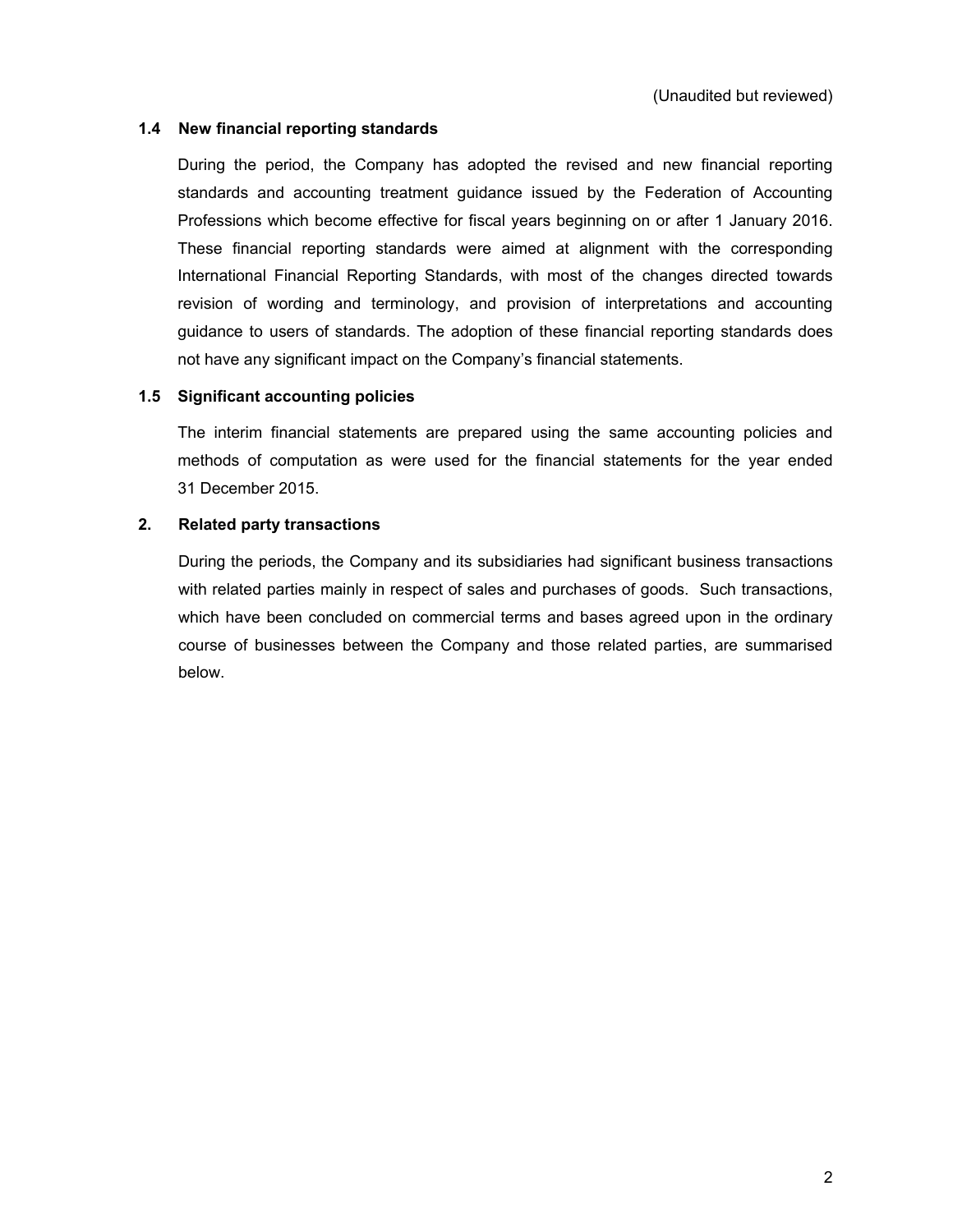(Unaudited but reviewed)

### 1.4 New financial reporting standards

During the period, the Company has adopted the revised and new financial reporting standards and accounting treatment guidance issued by the Federation of Accounting Professions which become effective for fiscal years beginning on or after 1 January 2016. These financial reporting standards were aimed at alignment with the corresponding International Financial Reporting Standards, with most of the changes directed towards revision of wording and terminology, and provision of interpretations and accounting guidance to users of standards. The adoption of these financial reporting standards does not have any significant impact on the Company's financial statements.

### 1.5 Significant accounting policies

The interim financial statements are prepared using the same accounting policies and methods of computation as were used for the financial statements for the year ended 31 December 2015.

## 2. Related party transactions

During the periods, the Company and its subsidiaries had significant business transactions with related parties mainly in respect of sales and purchases of goods. Such transactions, which have been concluded on commercial terms and bases agreed upon in the ordinary course of businesses between the Company and those related parties, are summarised below.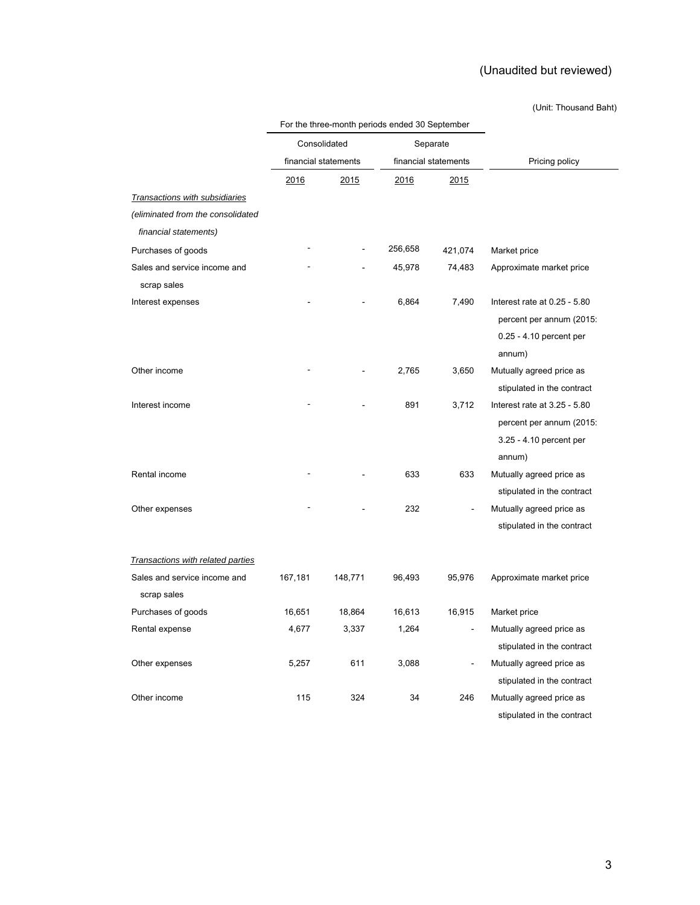(Unaudited but reviewed)

(Unit: Thousand Baht)

| | For the three-month periods ended 30 September | | | | |
|---|---|---|---|---|---|
| | Consolidated financial statements | | Separate financial statements | | Pricing policy |
| | 2016 | 2015 | 2016 | 2015 | |
| *Transactions with subsidiaries (eliminated from the consolidated financial statements)* | | | | | |
| Purchases of goods | - | - | 256,658 | 421,074 | Market price |
| Sales and service income and scrap sales | - | - | 45,978 | 74,483 | Approximate market price |
| Interest expenses | - | - | 6,864 | 7,490 | Interest rate at 0.25 - 5.80 percent per annum (2015: 0.25 - 4.10 percent per annum) |
| Other income | - | - | 2,765 | 3,650 | Mutually agreed price as stipulated in the contract |
| Interest income | - | - | 891 | 3,712 | Interest rate at 3.25 - 5.80 percent per annum (2015: 3.25 - 4.10 percent per annum) |
| Rental income | - | - | 633 | 633 | Mutually agreed price as stipulated in the contract |
| Other expenses | - | - | 232 | - | Mutually agreed price as stipulated in the contract |
| *Transactions with related parties* | | | | | |
| Sales and service income and scrap sales | 167,181 | 148,771 | 96,493 | 95,976 | Approximate market price |
| Purchases of goods | 16,651 | 18,864 | 16,613 | 16,915 | Market price |
| Rental expense | 4,677 | 3,337 | 1,264 | - | Mutually agreed price as stipulated in the contract |
| Other expenses | 5,257 | 611 | 3,088 | - | Mutually agreed price as stipulated in the contract |
| Other income | 115 | 324 | 34 | 246 | Mutually agreed price as stipulated in the contract |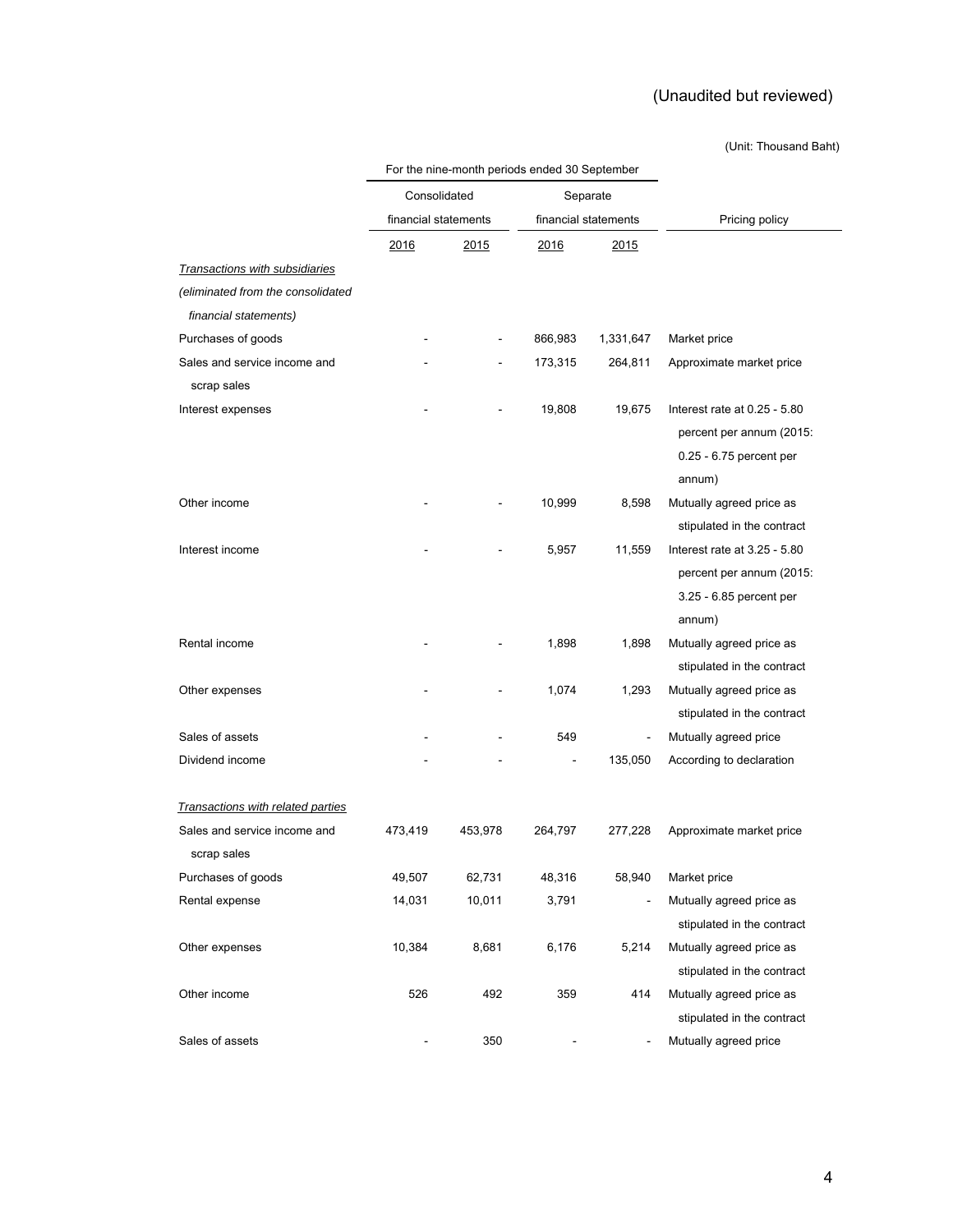(Unaudited but reviewed)

(Unit: Thousand Baht)

| | For the nine-month periods ended 30 September | | | | |
|---|---|---|---|---|---|
| | Consolidated financial statements | | Separate financial statements | | Pricing policy |
| | 2016 | 2015 | 2016 | 2015 | |
| *Transactions with subsidiaries (eliminated from the consolidated financial statements)* | | | | | |
| Purchases of goods | - | - | 866,983 | 1,331,647 | Market price |
| Sales and service income and scrap sales | - | - | 173,315 | 264,811 | Approximate market price |
| Interest expenses | - | - | 19,808 | 19,675 | Interest rate at 0.25 - 5.80 percent per annum (2015: 0.25 - 6.75 percent per annum) |
| Other income | - | - | 10,999 | 8,598 | Mutually agreed price as stipulated in the contract |
| Interest income | - | - | 5,957 | 11,559 | Interest rate at 3.25 - 5.80 percent per annum (2015: 3.25 - 6.85 percent per annum) |
| Rental income | - | - | 1,898 | 1,898 | Mutually agreed price as stipulated in the contract |
| Other expenses | - | - | 1,074 | 1,293 | Mutually agreed price as stipulated in the contract |
| Sales of assets | - | - | 549 | - | Mutually agreed price |
| Dividend income | - | - | - | 135,050 | According to declaration |
| *Transactions with related parties* | | | | | |
| Sales and service income and scrap sales | 473,419 | 453,978 | 264,797 | 277,228 | Approximate market price |
| Purchases of goods | 49,507 | 62,731 | 48,316 | 58,940 | Market price |
| Rental expense | 14,031 | 10,011 | 3,791 | - | Mutually agreed price as stipulated in the contract |
| Other expenses | 10,384 | 8,681 | 6,176 | 5,214 | Mutually agreed price as stipulated in the contract |
| Other income | 526 | 492 | 359 | 414 | Mutually agreed price as stipulated in the contract |
| Sales of assets | - | 350 | - | - | Mutually agreed price |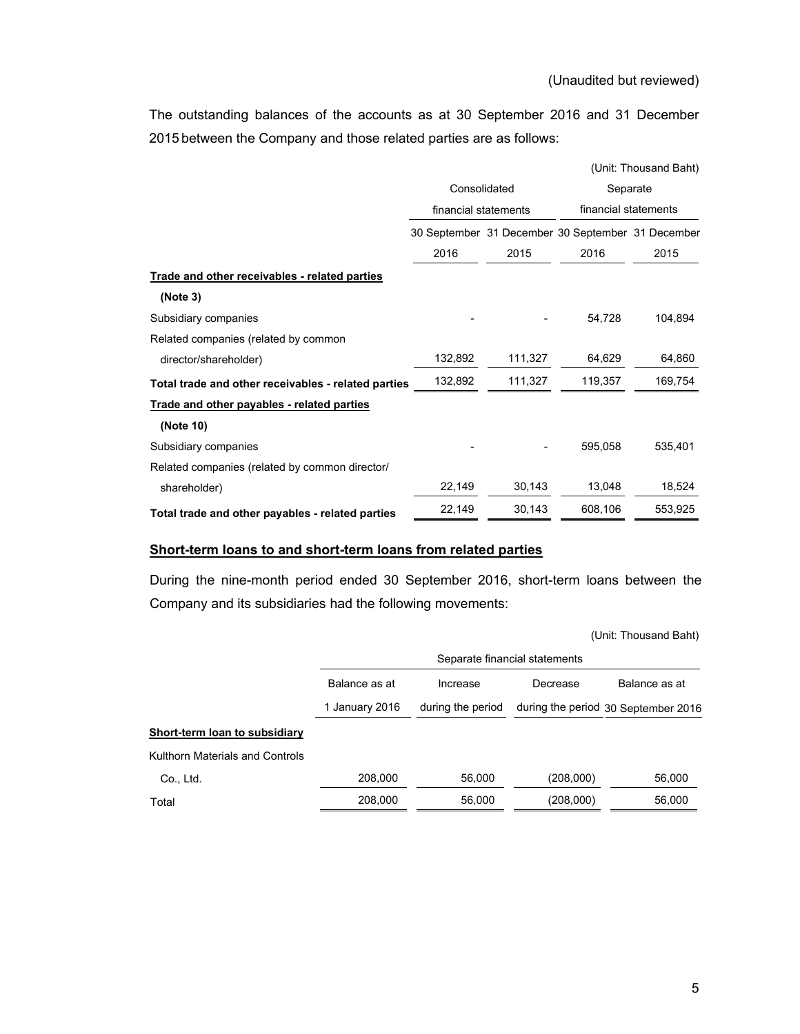(Unaudited but reviewed)

The outstanding balances of the accounts as at 30 September 2016 and 31 December 2015 between the Company and those related parties are as follows:

(Unit: Thousand Baht)

| | Consolidated financial statements | | Separate financial statements | |
|---|---|---|---|---|
| | 30 September 2016 | 31 December 2015 | 30 September 2016 | 31 December 2015 |
| **Trade and other receivables - related parties (Note 3)** | | | | |
| Subsidiary companies | - | - | 54,728 | 104,894 |
| Related companies (related by common director/shareholder) | 132,892 | 111,327 | 64,629 | 64,860 |
| **Total trade and other receivables - related parties** | 132,892 | 111,327 | 119,357 | 169,754 |
| **Trade and other payables - related parties (Note 10)** | | | | |
| Subsidiary companies | - | - | 595,058 | 535,401 |
| Related companies (related by common director/ shareholder) | 22,149 | 30,143 | 13,048 | 18,524 |
| **Total trade and other payables - related parties** | 22,149 | 30,143 | 608,106 | 553,925 |

**Short-term loans to and short-term loans from related parties**

During the nine-month period ended 30 September 2016, short-term loans between the Company and its subsidiaries had the following movements:

(Unit: Thousand Baht)

| | Separate financial statements | | | |
|---|---|---|---|---|
| | Balance as at 1 January 2016 | Increase during the period | Decrease during the period | Balance as at 30 September 2016 |
| **Short-term loan to subsidiary** | | | | |
| Kulthorn Materials and Controls Co., Ltd. | 208,000 | 56,000 | (208,000) | 56,000 |
| Total | 208,000 | 56,000 | (208,000) | 56,000 |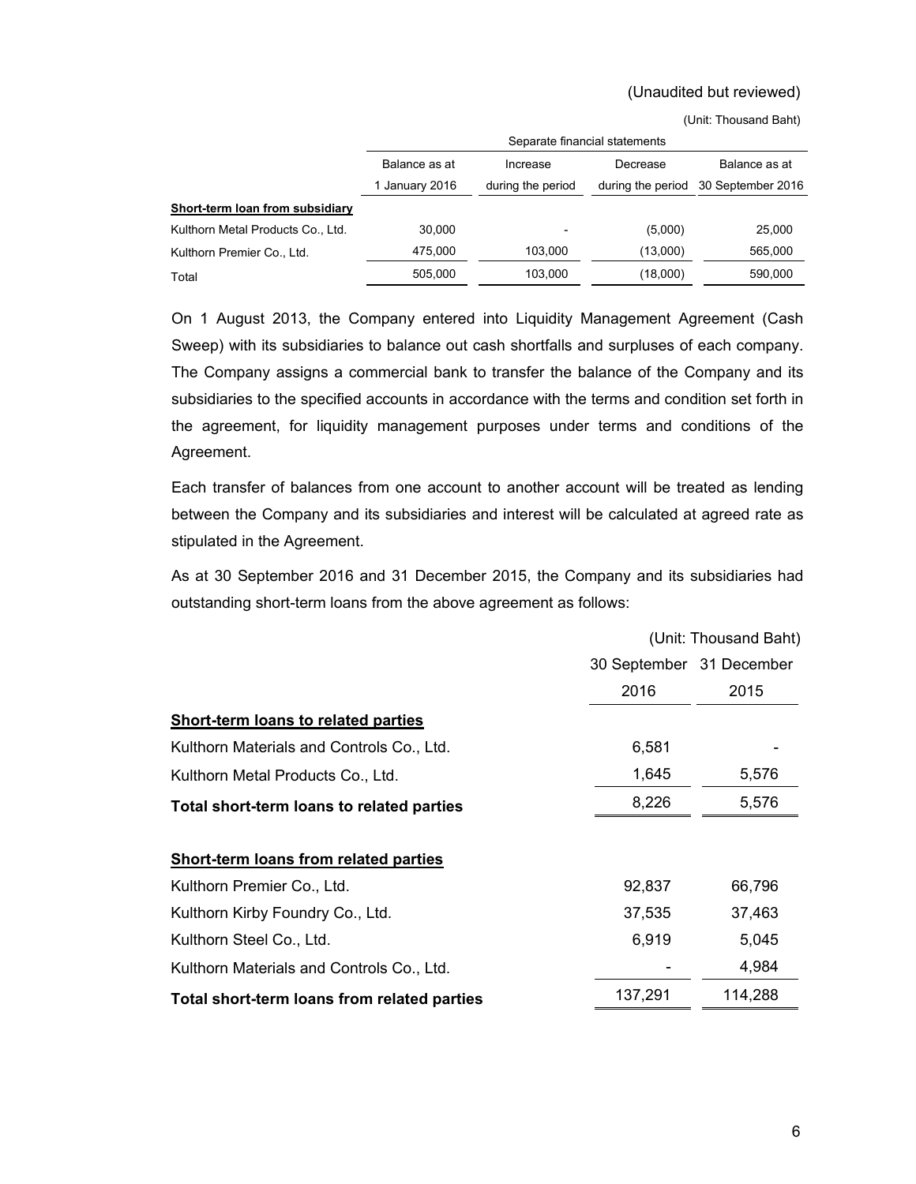(Unaudited but reviewed)

(Unit: Thousand Baht)

| | Separate financial statements | | | |
|---|---|---|---|---|
| | Balance as at 1 January 2016 | Increase during the period | Decrease during the period | Balance as at 30 September 2016 |
| **Short-term loan from subsidiary** | | | | |
| Kulthorn Metal Products Co., Ltd. | 30,000 | - | (5,000) | 25,000 |
| Kulthorn Premier Co., Ltd. | 475,000 | 103,000 | (13,000) | 565,000 |
| Total | 505,000 | 103,000 | (18,000) | 590,000 |

On 1 August 2013, the Company entered into Liquidity Management Agreement (Cash Sweep) with its subsidiaries to balance out cash shortfalls and surpluses of each company. The Company assigns a commercial bank to transfer the balance of the Company and its subsidiaries to the specified accounts in accordance with the terms and condition set forth in the agreement, for liquidity management purposes under terms and conditions of the Agreement.

Each transfer of balances from one account to another account will be treated as lending between the Company and its subsidiaries and interest will be calculated at agreed rate as stipulated in the Agreement.

As at 30 September 2016 and 31 December 2015, the Company and its subsidiaries had outstanding short-term loans from the above agreement as follows:

(Unit: Thousand Baht)

| | 30 September 2016 | 31 December 2015 |
|---|---|---|
| **Short-term loans to related parties** | | |
| Kulthorn Materials and Controls Co., Ltd. | 6,581 | - |
| Kulthorn Metal Products Co., Ltd. | 1,645 | 5,576 |
| **Total short-term loans to related parties** | 8,226 | 5,576 |
| | | |
| **Short-term loans from related parties** | | |
| Kulthorn Premier Co., Ltd. | 92,837 | 66,796 |
| Kulthorn Kirby Foundry Co., Ltd. | 37,535 | 37,463 |
| Kulthorn Steel Co., Ltd. | 6,919 | 5,045 |
| Kulthorn Materials and Controls Co., Ltd. | - | 4,984 |
| **Total short-term loans from related parties** | 137,291 | 114,288 |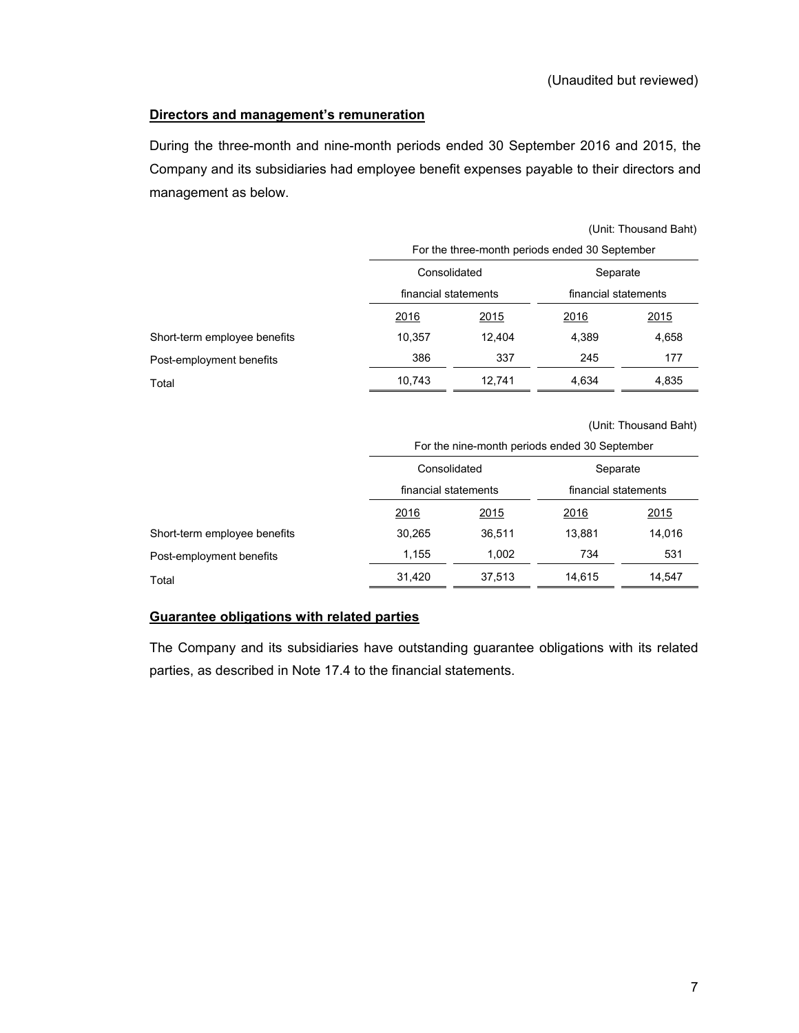(Unaudited but reviewed)

**Directors and management's remuneration**

During the three-month and nine-month periods ended 30 September 2016 and 2015, the Company and its subsidiaries had employee benefit expenses payable to their directors and management as below.

(Unit: Thousand Baht)

| | For the three-month periods ended 30 September | | | |
|---|---|---|---|---|
| | Consolidated financial statements | | Separate financial statements | |
| | 2016 | 2015 | 2016 | 2015 |
| Short-term employee benefits | 10,357 | 12,404 | 4,389 | 4,658 |
| Post-employment benefits | 386 | 337 | 245 | 177 |
| Total | 10,743 | 12,741 | 4,634 | 4,835 |

(Unit: Thousand Baht)

| | For the nine-month periods ended 30 September | | | |
|---|---|---|---|---|
| | Consolidated financial statements | | Separate financial statements | |
| | 2016 | 2015 | 2016 | 2015 |
| Short-term employee benefits | 30,265 | 36,511 | 13,881 | 14,016 |
| Post-employment benefits | 1,155 | 1,002 | 734 | 531 |
| Total | 31,420 | 37,513 | 14,615 | 14,547 |

**Guarantee obligations with related parties**

The Company and its subsidiaries have outstanding guarantee obligations with its related parties, as described in Note 17.4 to the financial statements.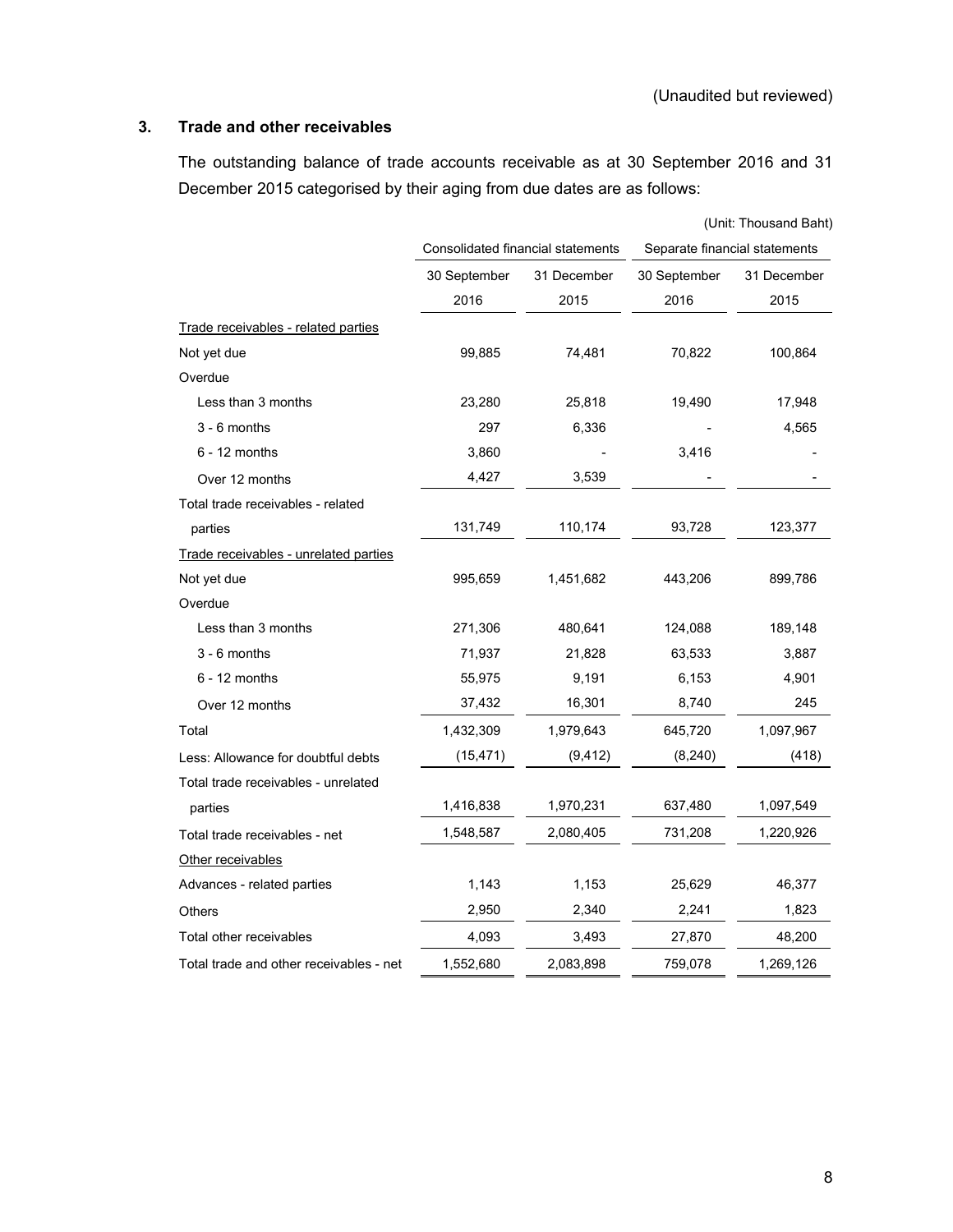(Unaudited but reviewed)

## 3. Trade and other receivables

The outstanding balance of trade accounts receivable as at 30 September 2016 and 31 December 2015 categorised by their aging from due dates are as follows:

(Unit: Thousand Baht)

| | Consolidated financial statements | | Separate financial statements | |
|---|---|---|---|---|
| | 30 September 2016 | 31 December 2015 | 30 September 2016 | 31 December 2015 |
| Trade receivables - related parties | | | | |
| Not yet due | 99,885 | 74,481 | 70,822 | 100,864 |
| Overdue | | | | |
| Less than 3 months | 23,280 | 25,818 | 19,490 | 17,948 |
| 3 - 6 months | 297 | 6,336 | - | 4,565 |
| 6 - 12 months | 3,860 | - | 3,416 | - |
| Over 12 months | 4,427 | 3,539 | - | - |
| Total trade receivables - related parties | 131,749 | 110,174 | 93,728 | 123,377 |
| Trade receivables - unrelated parties | | | | |
| Not yet due | 995,659 | 1,451,682 | 443,206 | 899,786 |
| Overdue | | | | |
| Less than 3 months | 271,306 | 480,641 | 124,088 | 189,148 |
| 3 - 6 months | 71,937 | 21,828 | 63,533 | 3,887 |
| 6 - 12 months | 55,975 | 9,191 | 6,153 | 4,901 |
| Over 12 months | 37,432 | 16,301 | 8,740 | 245 |
| Total | 1,432,309 | 1,979,643 | 645,720 | 1,097,967 |
| Less: Allowance for doubtful debts | (15,471) | (9,412) | (8,240) | (418) |
| Total trade receivables - unrelated parties | 1,416,838 | 1,970,231 | 637,480 | 1,097,549 |
| Total trade receivables - net | 1,548,587 | 2,080,405 | 731,208 | 1,220,926 |
| Other receivables | | | | |
| Advances - related parties | 1,143 | 1,153 | 25,629 | 46,377 |
| Others | 2,950 | 2,340 | 2,241 | 1,823 |
| Total other receivables | 4,093 | 3,493 | 27,870 | 48,200 |
| Total trade and other receivables - net | 1,552,680 | 2,083,898 | 759,078 | 1,269,126 |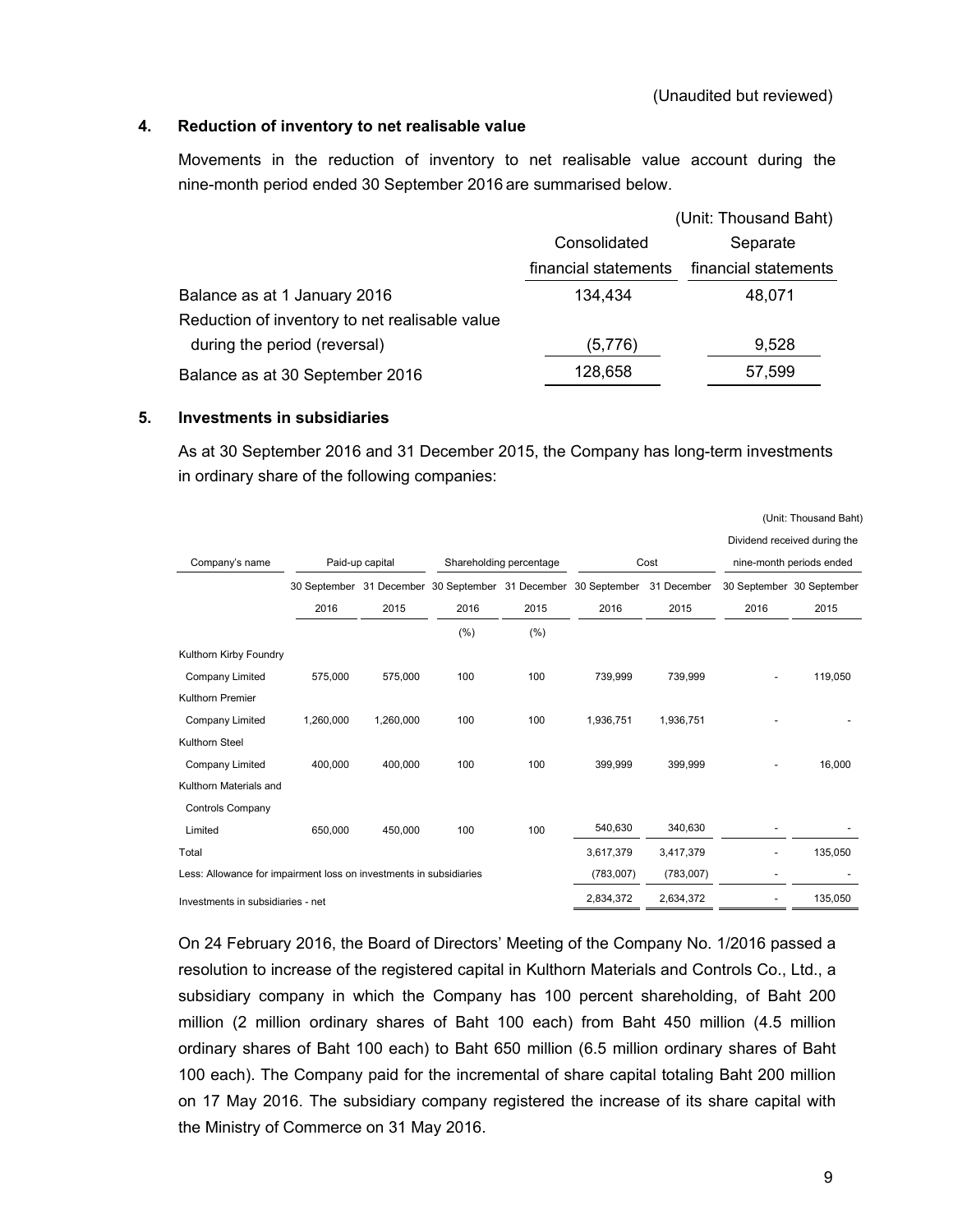(Unaudited but reviewed)

## 4. Reduction of inventory to net realisable value

Movements in the reduction of inventory to net realisable value account during the nine-month period ended 30 September 2016 are summarised below.

(Unit: Thousand Baht)

| | Consolidated financial statements | Separate financial statements |
|---|---|---|
| Balance as at 1 January 2016 | 134,434 | 48,071 |
| Reduction of inventory to net realisable value during the period (reversal) | (5,776) | 9,528 |
| Balance as at 30 September 2016 | 128,658 | 57,599 |

## 5. Investments in subsidiaries

As at 30 September 2016 and 31 December 2015, the Company has long-term investments in ordinary share of the following companies:

(Unit: Thousand Baht)

| Company's name | Paid-up capital | | Shareholding percentage | | Cost | | Dividend received during the nine-month periods ended | |
|---|---|---|---|---|---|---|---|---|
| | 30 September 2016 | 31 December 2015 | 30 September 2016 | 31 December 2015 | 30 September 2016 | 31 December 2015 | 30 September 2016 | 30 September 2015 |
| | | | (%) | (%) | | | | |
| Kulthorn Kirby Foundry Company Limited | 575,000 | 575,000 | 100 | 100 | 739,999 | 739,999 | - | 119,050 |
| Kulthorn Premier Company Limited | 1,260,000 | 1,260,000 | 100 | 100 | 1,936,751 | 1,936,751 | - | - |
| Kulthorn Steel Company Limited | 400,000 | 400,000 | 100 | 100 | 399,999 | 399,999 | - | 16,000 |
| Kulthorn Materials and Controls Company Limited | 650,000 | 450,000 | 100 | 100 | 540,630 | 340,630 | - | - |
| Total | | | | | 3,617,379 | 3,417,379 | - | 135,050 |
| Less: Allowance for impairment loss on investments in subsidiaries | | | | | (783,007) | (783,007) | - | - |
| Investments in subsidiaries - net | | | | | 2,834,372 | 2,634,372 | - | 135,050 |

On 24 February 2016, the Board of Directors' Meeting of the Company No. 1/2016 passed a resolution to increase of the registered capital in Kulthorn Materials and Controls Co., Ltd., a subsidiary company in which the Company has 100 percent shareholding, of Baht 200 million (2 million ordinary shares of Baht 100 each) from Baht 450 million (4.5 million ordinary shares of Baht 100 each) to Baht 650 million (6.5 million ordinary shares of Baht 100 each). The Company paid for the incremental of share capital totaling Baht 200 million on 17 May 2016. The subsidiary company registered the increase of its share capital with the Ministry of Commerce on 31 May 2016.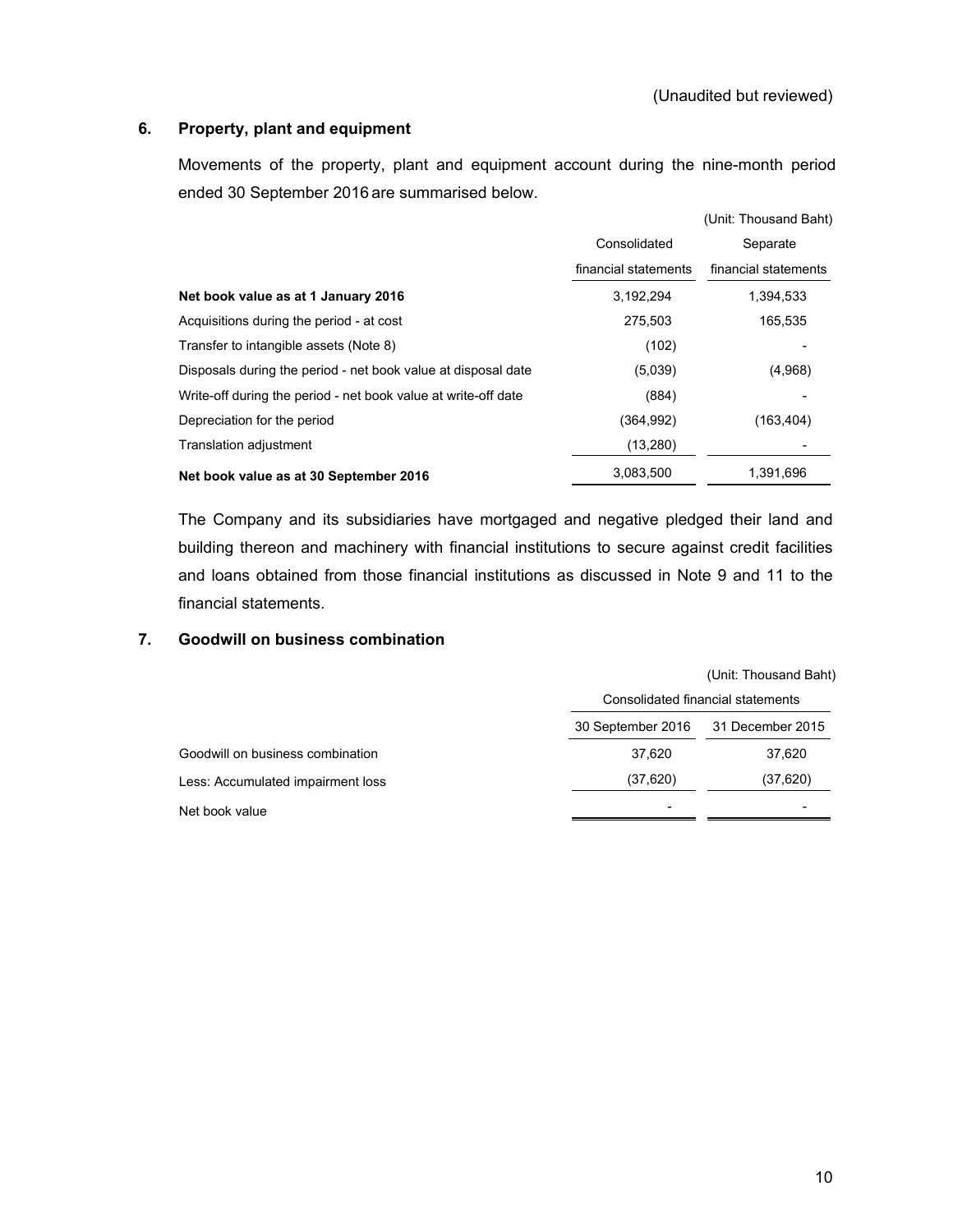(Unaudited but reviewed)

## 6. Property, plant and equipment

Movements of the property, plant and equipment account during the nine-month period ended 30 September 2016 are summarised below.

(Unit: Thousand Baht)

| | Consolidated financial statements | Separate financial statements |
|---|---|---|
| **Net book value as at 1 January 2016** | 3,192,294 | 1,394,533 |
| Acquisitions during the period - at cost | 275,503 | 165,535 |
| Transfer to intangible assets (Note 8) | (102) | - |
| Disposals during the period - net book value at disposal date | (5,039) | (4,968) |
| Write-off during the period - net book value at write-off date | (884) | - |
| Depreciation for the period | (364,992) | (163,404) |
| Translation adjustment | (13,280) | - |
| **Net book value as at 30 September 2016** | 3,083,500 | 1,391,696 |

The Company and its subsidiaries have mortgaged and negative pledged their land and building thereon and machinery with financial institutions to secure against credit facilities and loans obtained from those financial institutions as discussed in Note 9 and 11 to the financial statements.

## 7. Goodwill on business combination

(Unit: Thousand Baht)

| | Consolidated financial statements | |
|---|---|---|
| | 30 September 2016 | 31 December 2015 |
| Goodwill on business combination | 37,620 | 37,620 |
| Less: Accumulated impairment loss | (37,620) | (37,620) |
| Net book value | - | - |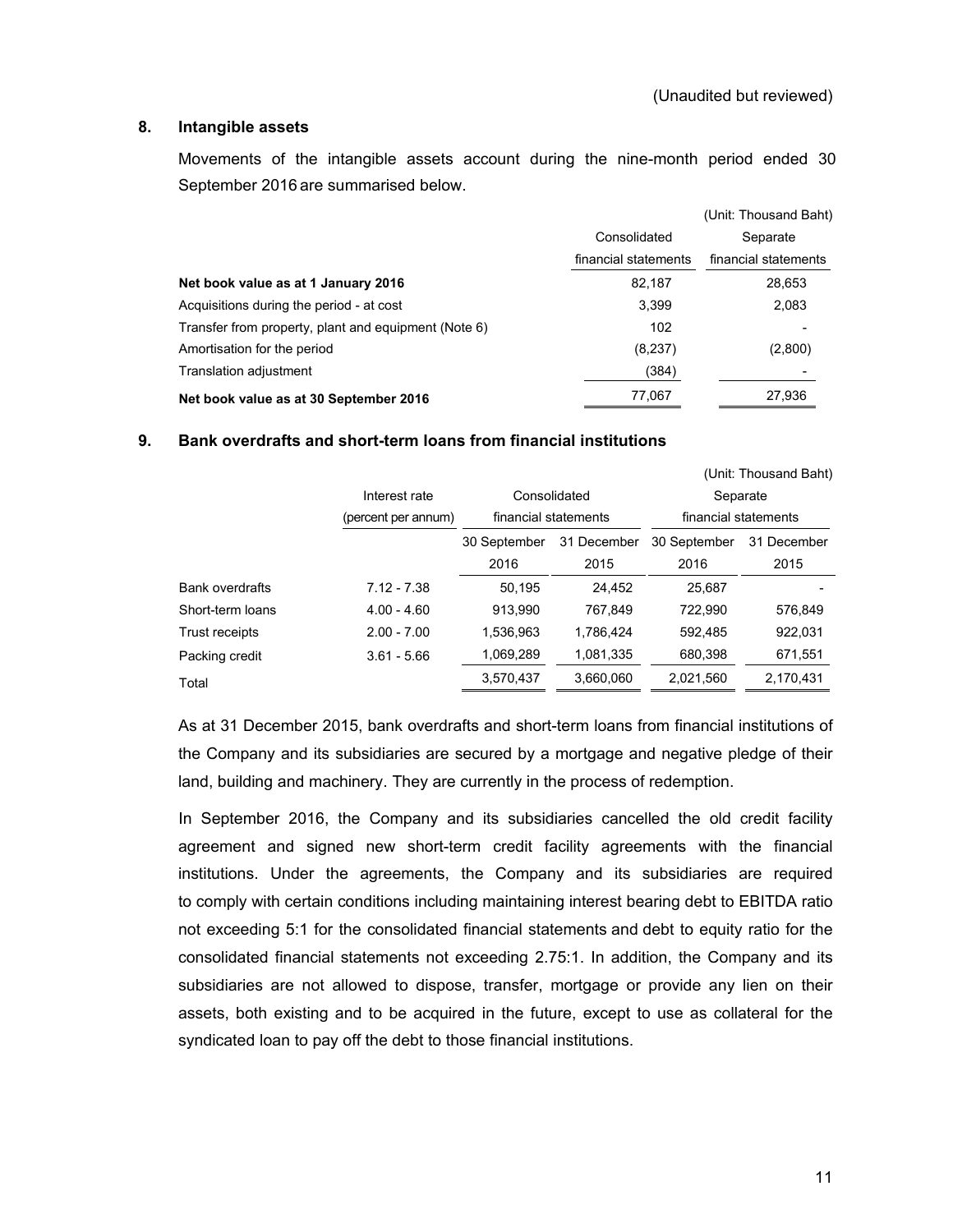(Unaudited but reviewed)

## 8. Intangible assets

Movements of the intangible assets account during the nine-month period ended 30 September 2016 are summarised below.

(Unit: Thousand Baht)

| | Consolidated financial statements | Separate financial statements |
|---|---|---|
| **Net book value as at 1 January 2016** | 82,187 | 28,653 |
| Acquisitions during the period - at cost | 3,399 | 2,083 |
| Transfer from property, plant and equipment (Note 6) | 102 | - |
| Amortisation for the period | (8,237) | (2,800) |
| Translation adjustment | (384) | - |
| **Net book value as at 30 September 2016** | 77,067 | 27,936 |

## 9. Bank overdrafts and short-term loans from financial institutions

(Unit: Thousand Baht)

| | Interest rate (percent per annum) | Consolidated financial statements | | Separate financial statements | |
|---|---|---|---|---|---|
| | | 30 September 2016 | 31 December 2015 | 30 September 2016 | 31 December 2015 |
| Bank overdrafts | 7.12 - 7.38 | 50,195 | 24,452 | 25,687 | - |
| Short-term loans | 4.00 - 4.60 | 913,990 | 767,849 | 722,990 | 576,849 |
| Trust receipts | 2.00 - 7.00 | 1,536,963 | 1,786,424 | 592,485 | 922,031 |
| Packing credit | 3.61 - 5.66 | 1,069,289 | 1,081,335 | 680,398 | 671,551 |
| Total | | 3,570,437 | 3,660,060 | 2,021,560 | 2,170,431 |

As at 31 December 2015, bank overdrafts and short-term loans from financial institutions of the Company and its subsidiaries are secured by a mortgage and negative pledge of their land, building and machinery. They are currently in the process of redemption.

In September 2016, the Company and its subsidiaries cancelled the old credit facility agreement and signed new short-term credit facility agreements with the financial institutions. Under the agreements, the Company and its subsidiaries are required to comply with certain conditions including maintaining interest bearing debt to EBITDA ratio not exceeding 5:1 for the consolidated financial statements and debt to equity ratio for the consolidated financial statements not exceeding 2.75:1. In addition, the Company and its subsidiaries are not allowed to dispose, transfer, mortgage or provide any lien on their assets, both existing and to be acquired in the future, except to use as collateral for the syndicated loan to pay off the debt to those financial institutions.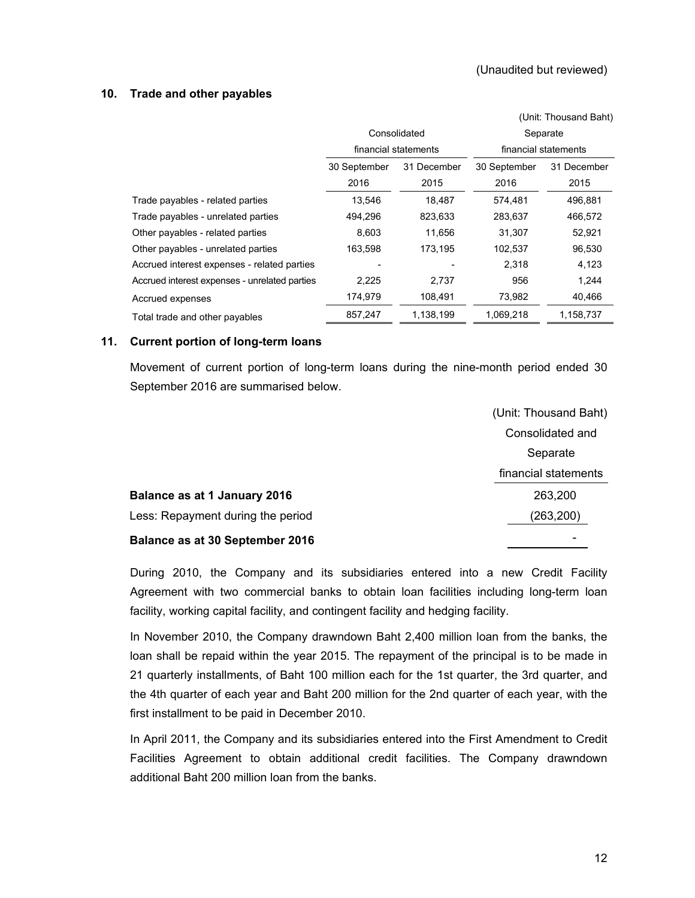(Unaudited but reviewed)

## 10. Trade and other payables

(Unit: Thousand Baht)

| | Consolidated financial statements | | Separate financial statements | |
|---|---|---|---|---|
| | 30 September 2016 | 31 December 2015 | 30 September 2016 | 31 December 2015 |
| Trade payables - related parties | 13,546 | 18,487 | 574,481 | 496,881 |
| Trade payables - unrelated parties | 494,296 | 823,633 | 283,637 | 466,572 |
| Other payables - related parties | 8,603 | 11,656 | 31,307 | 52,921 |
| Other payables - unrelated parties | 163,598 | 173,195 | 102,537 | 96,530 |
| Accrued interest expenses - related parties | - | - | 2,318 | 4,123 |
| Accrued interest expenses - unrelated parties | 2,225 | 2,737 | 956 | 1,244 |
| Accrued expenses | 174,979 | 108,491 | 73,982 | 40,466 |
| Total trade and other payables | 857,247 | 1,138,199 | 1,069,218 | 1,158,737 |

## 11. Current portion of long-term loans

Movement of current portion of long-term loans during the nine-month period ended 30 September 2016 are summarised below.

(Unit: Thousand Baht)

| | Consolidated and Separate financial statements |
|---|---|
| **Balance as at 1 January 2016** | 263,200 |
| Less: Repayment during the period | (263,200) |
| **Balance as at 30 September 2016** | - |

During 2010, the Company and its subsidiaries entered into a new Credit Facility Agreement with two commercial banks to obtain loan facilities including long-term loan facility, working capital facility, and contingent facility and hedging facility.

In November 2010, the Company drawndown Baht 2,400 million loan from the banks, the loan shall be repaid within the year 2015. The repayment of the principal is to be made in 21 quarterly installments, of Baht 100 million each for the 1st quarter, the 3rd quarter, and the 4th quarter of each year and Baht 200 million for the 2nd quarter of each year, with the first installment to be paid in December 2010.

In April 2011, the Company and its subsidiaries entered into the First Amendment to Credit Facilities Agreement to obtain additional credit facilities. The Company drawndown additional Baht 200 million loan from the banks.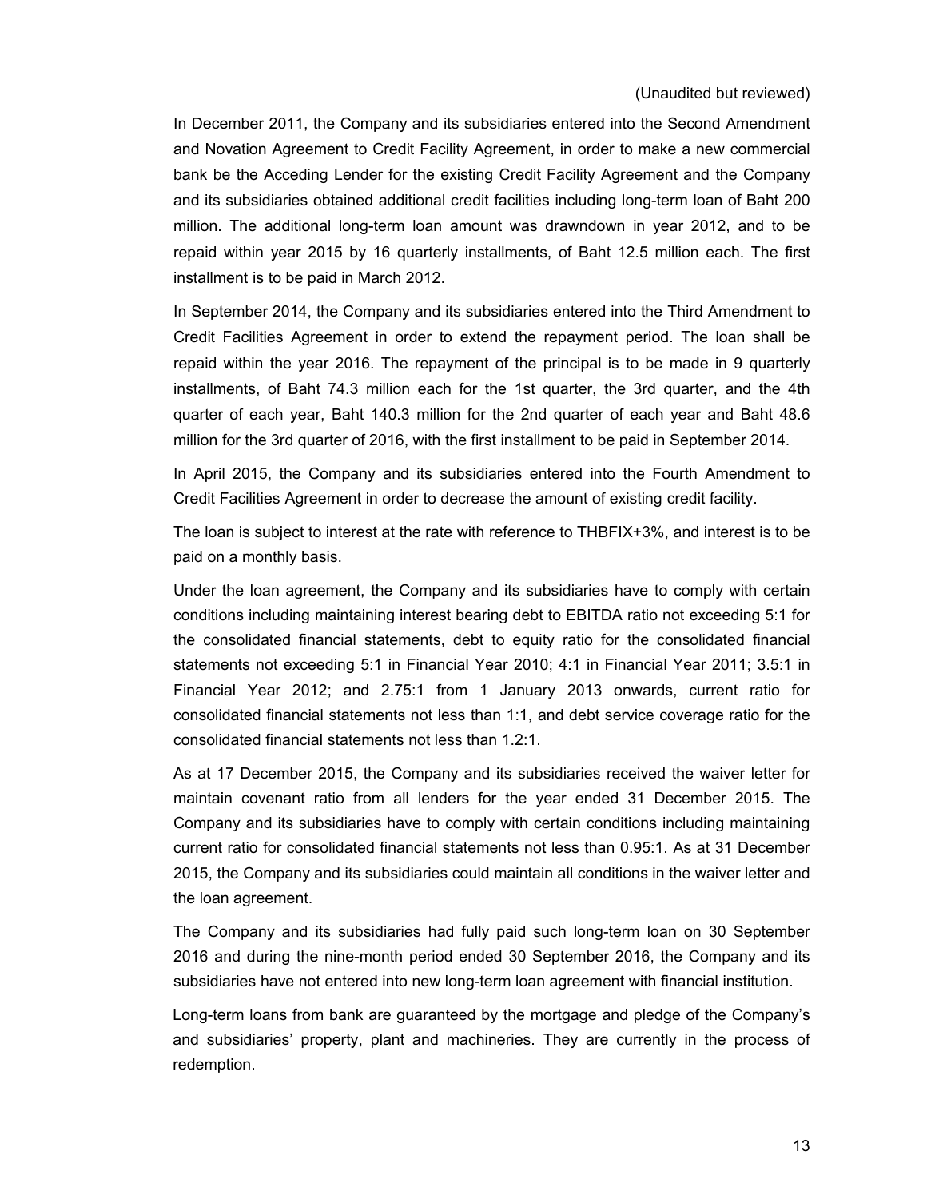(Unaudited but reviewed)

In December 2011, the Company and its subsidiaries entered into the Second Amendment and Novation Agreement to Credit Facility Agreement, in order to make a new commercial bank be the Acceding Lender for the existing Credit Facility Agreement and the Company and its subsidiaries obtained additional credit facilities including long-term loan of Baht 200 million. The additional long-term loan amount was drawndown in year 2012, and to be repaid within year 2015 by 16 quarterly installments, of Baht 12.5 million each. The first installment is to be paid in March 2012.

In September 2014, the Company and its subsidiaries entered into the Third Amendment to Credit Facilities Agreement in order to extend the repayment period. The loan shall be repaid within the year 2016. The repayment of the principal is to be made in 9 quarterly installments, of Baht 74.3 million each for the 1st quarter, the 3rd quarter, and the 4th quarter of each year, Baht 140.3 million for the 2nd quarter of each year and Baht 48.6 million for the 3rd quarter of 2016, with the first installment to be paid in September 2014.

In April 2015, the Company and its subsidiaries entered into the Fourth Amendment to Credit Facilities Agreement in order to decrease the amount of existing credit facility.

The loan is subject to interest at the rate with reference to THBFIX+3%, and interest is to be paid on a monthly basis.

Under the loan agreement, the Company and its subsidiaries have to comply with certain conditions including maintaining interest bearing debt to EBITDA ratio not exceeding 5:1 for the consolidated financial statements, debt to equity ratio for the consolidated financial statements not exceeding 5:1 in Financial Year 2010; 4:1 in Financial Year 2011; 3.5:1 in Financial Year 2012; and 2.75:1 from 1 January 2013 onwards, current ratio for consolidated financial statements not less than 1:1, and debt service coverage ratio for the consolidated financial statements not less than 1.2:1.

As at 17 December 2015, the Company and its subsidiaries received the waiver letter for maintain covenant ratio from all lenders for the year ended 31 December 2015. The Company and its subsidiaries have to comply with certain conditions including maintaining current ratio for consolidated financial statements not less than 0.95:1. As at 31 December 2015, the Company and its subsidiaries could maintain all conditions in the waiver letter and the loan agreement.

The Company and its subsidiaries had fully paid such long-term loan on 30 September 2016 and during the nine-month period ended 30 September 2016, the Company and its subsidiaries have not entered into new long-term loan agreement with financial institution.

Long-term loans from bank are guaranteed by the mortgage and pledge of the Company's and subsidiaries' property, plant and machineries. They are currently in the process of redemption.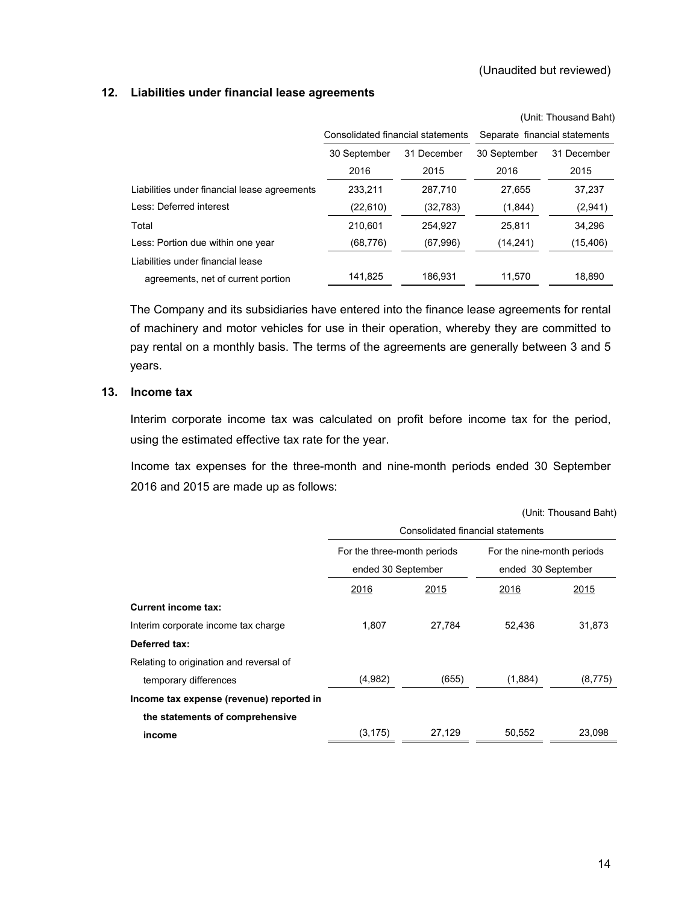(Unaudited but reviewed)

## 12. Liabilities under financial lease agreements

(Unit: Thousand Baht)

| | Consolidated financial statements | | Separate financial statements | |
|---|---|---|---|---|
| | 30 September 2016 | 31 December 2015 | 30 September 2016 | 31 December 2015 |
| Liabilities under financial lease agreements | 233,211 | 287,710 | 27,655 | 37,237 |
| Less: Deferred interest | (22,610) | (32,783) | (1,844) | (2,941) |
| Total | 210,601 | 254,927 | 25,811 | 34,296 |
| Less: Portion due within one year | (68,776) | (67,996) | (14,241) | (15,406) |
| Liabilities under financial lease agreements, net of current portion | 141,825 | 186,931 | 11,570 | 18,890 |

The Company and its subsidiaries have entered into the finance lease agreements for rental of machinery and motor vehicles for use in their operation, whereby they are committed to pay rental on a monthly basis. The terms of the agreements are generally between 3 and 5 years.

## 13. Income tax

Interim corporate income tax was calculated on profit before income tax for the period, using the estimated effective tax rate for the year.

Income tax expenses for the three-month and nine-month periods ended 30 September 2016 and 2015 are made up as follows:

(Unit: Thousand Baht)

| | Consolidated financial statements | | | |
|---|---|---|---|---|
| | For the three-month periods ended 30 September | | For the nine-month periods ended 30 September | |
| | 2016 | 2015 | 2016 | 2015 |
| **Current income tax:** | | | | |
| Interim corporate income tax charge | 1,807 | 27,784 | 52,436 | 31,873 |
| **Deferred tax:** | | | | |
| Relating to origination and reversal of temporary differences | (4,982) | (655) | (1,884) | (8,775) |
| **Income tax expense (revenue) reported in the statements of comprehensive income** | (3,175) | 27,129 | 50,552 | 23,098 |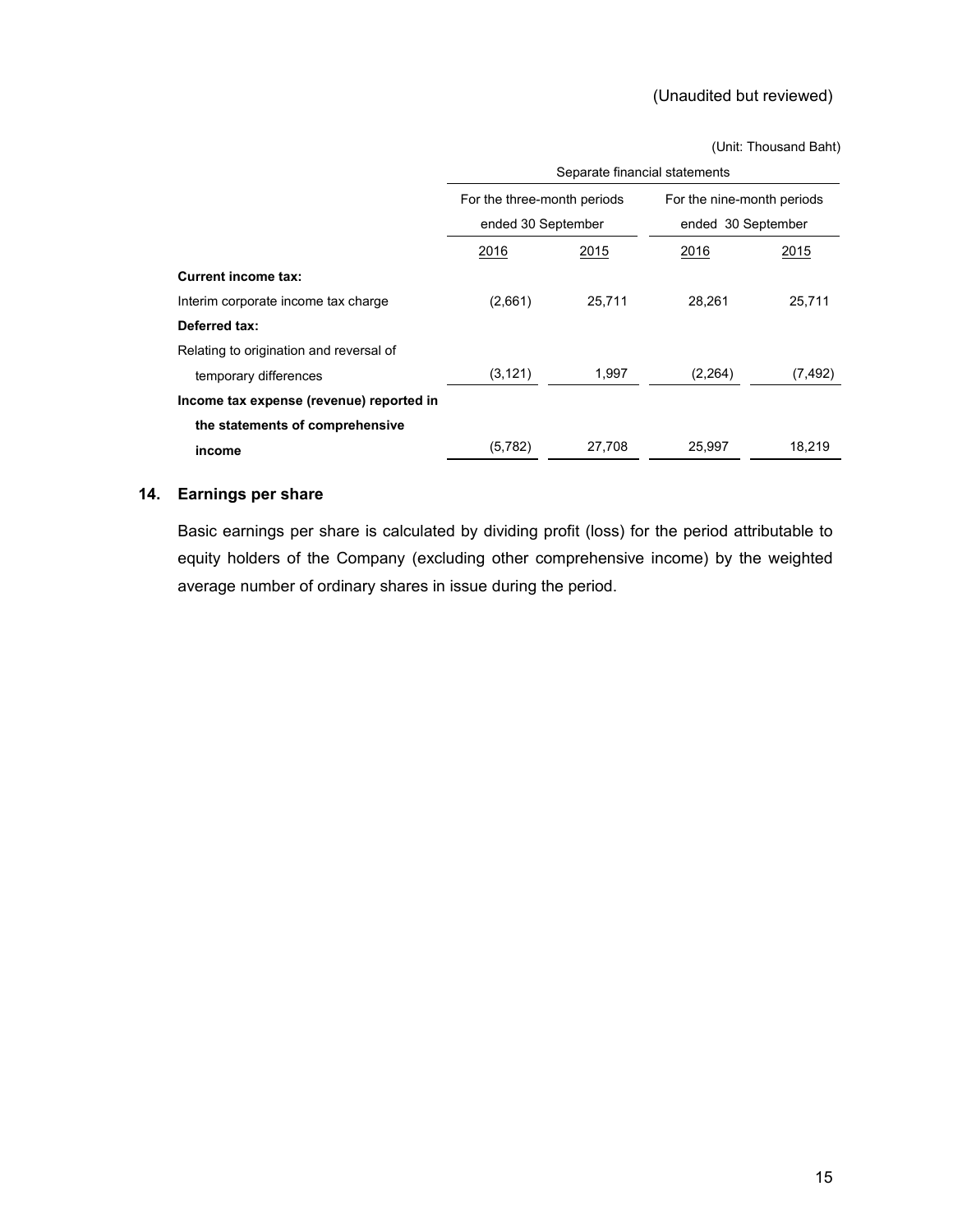(Unaudited but reviewed)

(Unit: Thousand Baht)

| | Separate financial statements | | | |
|---|---|---|---|---|
| | For the three-month periods ended 30 September | | For the nine-month periods ended 30 September | |
| | 2016 | 2015 | 2016 | 2015 |
| **Current income tax:** | | | | |
| Interim corporate income tax charge | (2,661) | 25,711 | 28,261 | 25,711 |
| **Deferred tax:** | | | | |
| Relating to origination and reversal of temporary differences | (3,121) | 1,997 | (2,264) | (7,492) |
| **Income tax expense (revenue) reported in the statements of comprehensive income** | (5,782) | 27,708 | 25,997 | 18,219 |

## 14. Earnings per share

Basic earnings per share is calculated by dividing profit (loss) for the period attributable to equity holders of the Company (excluding other comprehensive income) by the weighted average number of ordinary shares in issue during the period.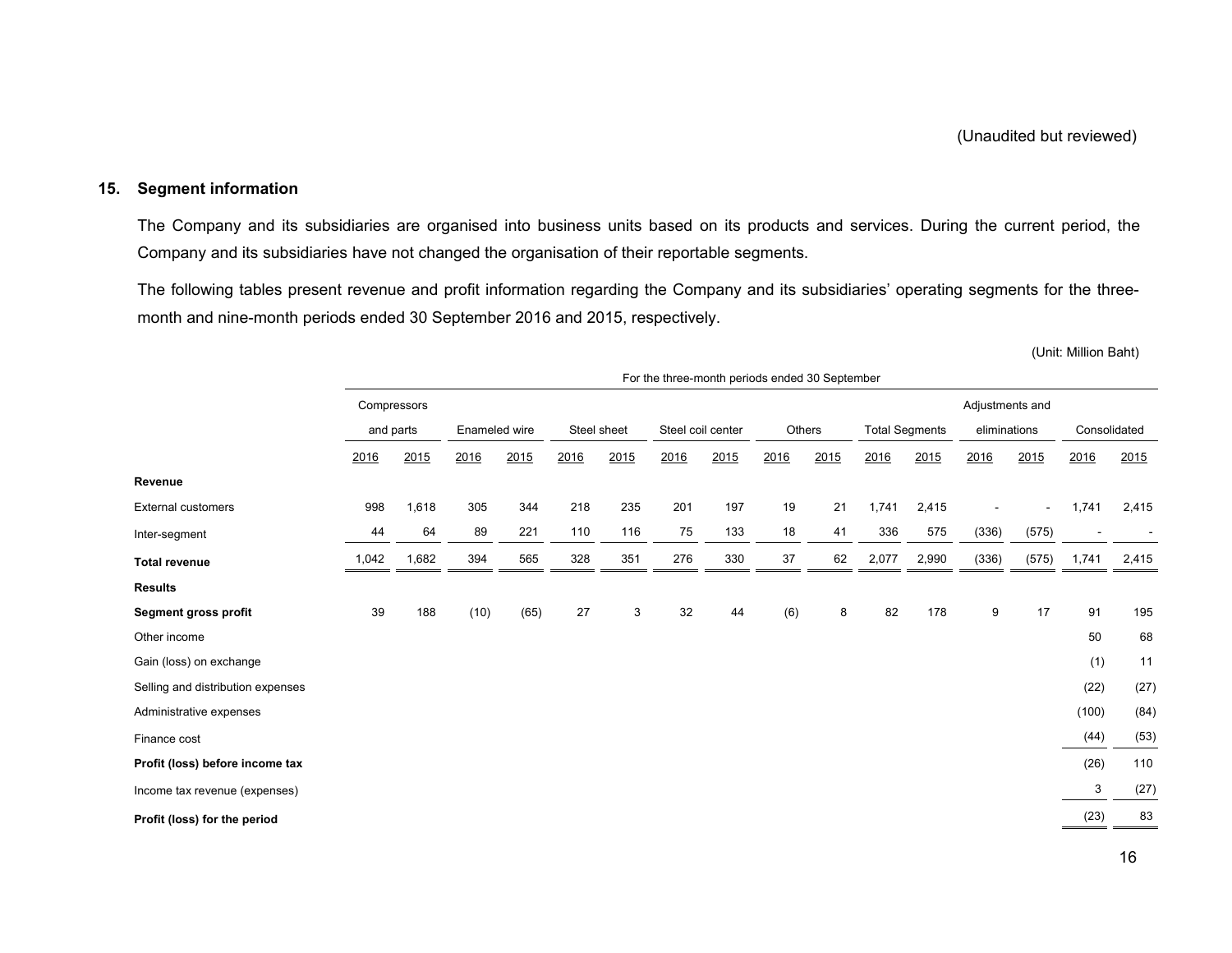(Unaudited but reviewed)

## 15. Segment information

The Company and its subsidiaries are organised into business units based on its products and services. During the current period, the Company and its subsidiaries have not changed the organisation of their reportable segments.

The following tables present revenue and profit information regarding the Company and its subsidiaries' operating segments for the three-month and nine-month periods ended 30 September 2016 and 2015, respectively.

(Unit: Million Baht)

| | For the three-month periods ended 30 September | | | | | | | | | | | | | | | |
|---|---|---|---|---|---|---|---|---|---|---|---|---|---|---|---|---|
| | Compressors and parts | | Enameled wire | | Steel sheet | | Steel coil center | | Others | | Total Segments | | Adjustments and eliminations | | Consolidated | |
| | 2016 | 2015 | 2016 | 2015 | 2016 | 2015 | 2016 | 2015 | 2016 | 2015 | 2016 | 2015 | 2016 | 2015 | 2016 | 2015 |
| **Revenue** | | | | | | | | | | | | | | | | |
| External customers | 998 | 1,618 | 305 | 344 | 218 | 235 | 201 | 197 | 19 | 21 | 1,741 | 2,415 | - | - | 1,741 | 2,415 |
| Inter-segment | 44 | 64 | 89 | 221 | 110 | 116 | 75 | 133 | 18 | 41 | 336 | 575 | (336) | (575) | - | - |
| **Total revenue** | 1,042 | 1,682 | 394 | 565 | 328 | 351 | 276 | 330 | 37 | 62 | 2,077 | 2,990 | (336) | (575) | 1,741 | 2,415 |
| **Results** | | | | | | | | | | | | | | | | |
| **Segment gross profit** | 39 | 188 | (10) | (65) | 27 | 3 | 32 | 44 | (6) | 8 | 82 | 178 | 9 | 17 | 91 | 195 |
| Other income | | | | | | | | | | | | | | | 50 | 68 |
| Gain (loss) on exchange | | | | | | | | | | | | | | | (1) | 11 |
| Selling and distribution expenses | | | | | | | | | | | | | | | (22) | (27) |
| Administrative expenses | | | | | | | | | | | | | | | (100) | (84) |
| Finance cost | | | | | | | | | | | | | | | (44) | (53) |
| **Profit (loss) before income tax** | | | | | | | | | | | | | | | (26) | 110 |
| Income tax revenue (expenses) | | | | | | | | | | | | | | | 3 | (27) |
| **Profit (loss) for the period** | | | | | | | | | | | | | | | (23) | 83 |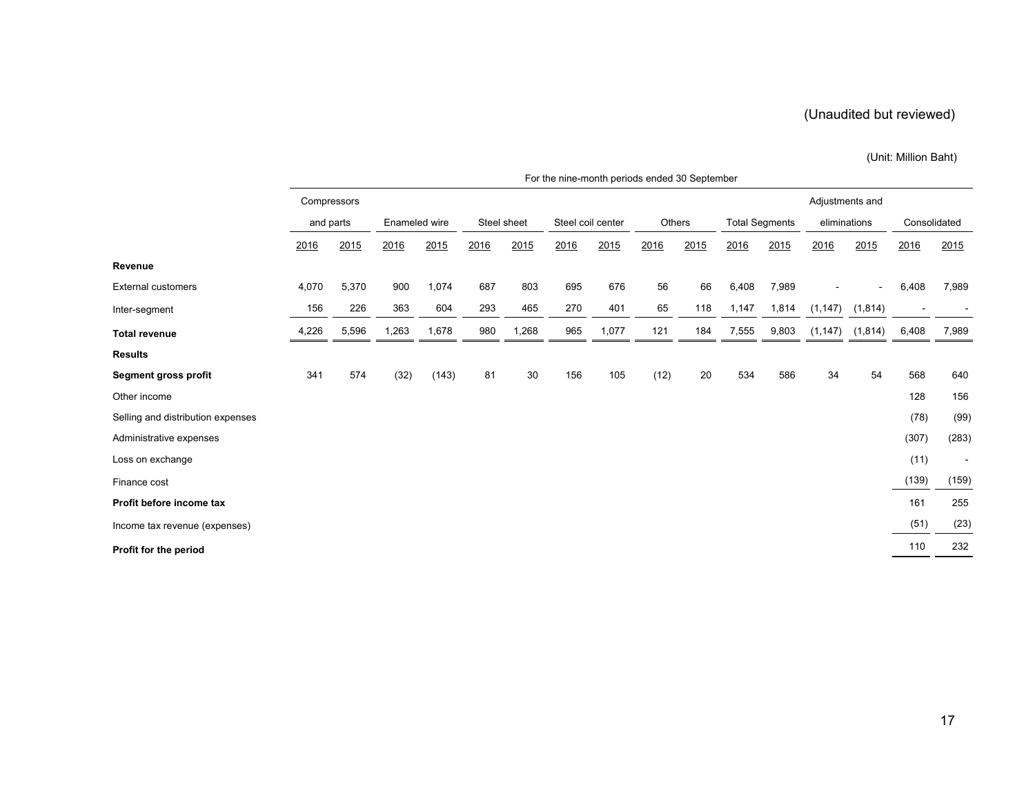(Unaudited but reviewed)

(Unit: Million Baht)

| | For the nine-month periods ended 30 September | | | | | | | | | | | | | | | |
|---|---|---|---|---|---|---|---|---|---|---|---|---|---|---|---|---|
| | Compressors and parts | | Enameled wire | | Steel sheet | | Steel coil center | | Others | | Total Segments | | Adjustments and eliminations | | Consolidated | |
| | 2016 | 2015 | 2016 | 2015 | 2016 | 2015 | 2016 | 2015 | 2016 | 2015 | 2016 | 2015 | 2016 | 2015 | 2016 | 2015 |
| **Revenue** | | | | | | | | | | | | | | | | |
| External customers | 4,070 | 5,370 | 900 | 1,074 | 687 | 803 | 695 | 676 | 56 | 66 | 6,408 | 7,989 | - | - | 6,408 | 7,989 |
| Inter-segment | 156 | 226 | 363 | 604 | 293 | 465 | 270 | 401 | 65 | 118 | 1,147 | 1,814 | (1,147) | (1,814) | - | - |
| **Total revenue** | 4,226 | 5,596 | 1,263 | 1,678 | 980 | 1,268 | 965 | 1,077 | 121 | 184 | 7,555 | 9,803 | (1,147) | (1,814) | 6,408 | 7,989 |
| **Results** | | | | | | | | | | | | | | | | |
| **Segment gross profit** | 341 | 574 | (32) | (143) | 81 | 30 | 156 | 105 | (12) | 20 | 534 | 586 | 34 | 54 | 568 | 640 |
| Other income | | | | | | | | | | | | | | | 128 | 156 |
| Selling and distribution expenses | | | | | | | | | | | | | | | (78) | (99) |
| Administrative expenses | | | | | | | | | | | | | | | (307) | (283) |
| Loss on exchange | | | | | | | | | | | | | | | (11) | - |
| Finance cost | | | | | | | | | | | | | | | (139) | (159) |
| **Profit before income tax** | | | | | | | | | | | | | | | 161 | 255 |
| Income tax revenue (expenses) | | | | | | | | | | | | | | | (51) | (23) |
| **Profit for the period** | | | | | | | | | | | | | | | 110 | 232 |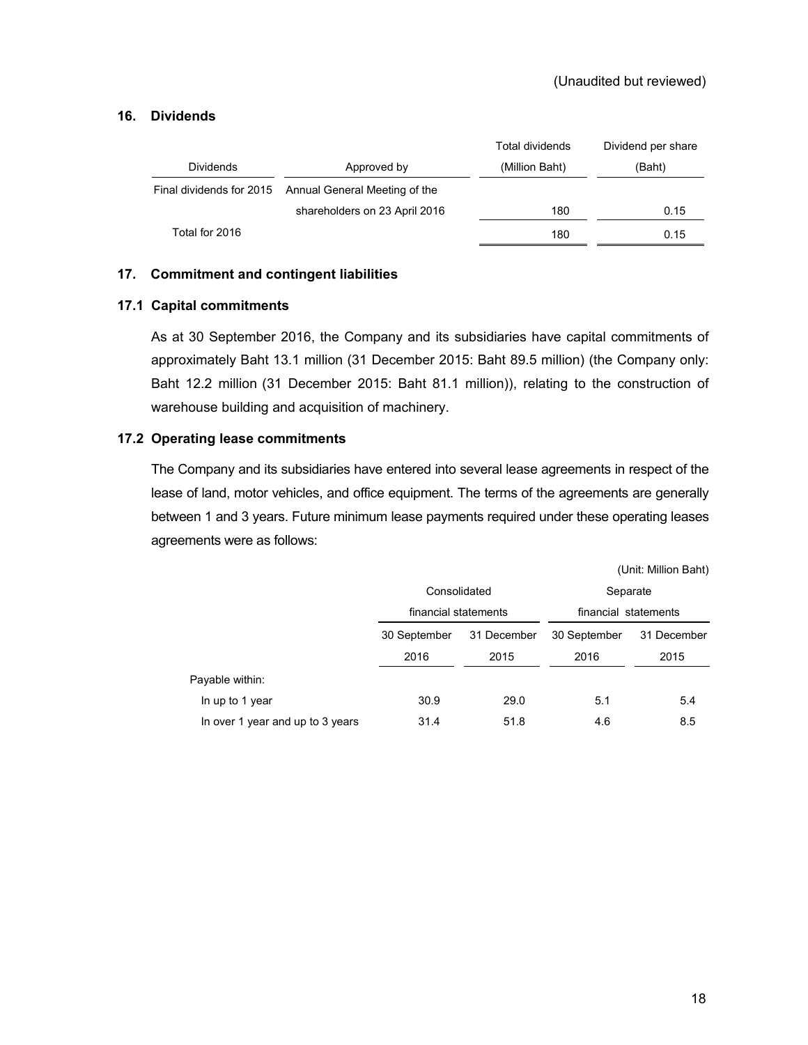(Unaudited but reviewed)

## 16. Dividends

| Dividends | Approved by | Total dividends (Million Baht) | Dividend per share (Baht) |
|---|---|---|---|
| Final dividends for 2015 | Annual General Meeting of the shareholders on 23 April 2016 | 180 | 0.15 |
| Total for 2016 | | 180 | 0.15 |

## 17. Commitment and contingent liabilities

### 17.1 Capital commitments

As at 30 September 2016, the Company and its subsidiaries have capital commitments of approximately Baht 13.1 million (31 December 2015: Baht 89.5 million) (the Company only: Baht 12.2 million (31 December 2015: Baht 81.1 million)), relating to the construction of warehouse building and acquisition of machinery.

### 17.2 Operating lease commitments

The Company and its subsidiaries have entered into several lease agreements in respect of the lease of land, motor vehicles, and office equipment. The terms of the agreements are generally between 1 and 3 years. Future minimum lease payments required under these operating leases agreements were as follows:

(Unit: Million Baht)

| | Consolidated financial statements | | Separate financial statements | |
|---|---|---|---|---|
| | 30 September 2016 | 31 December 2015 | 30 September 2016 | 31 December 2015 |
| Payable within: | | | | |
| In up to 1 year | 30.9 | 29.0 | 5.1 | 5.4 |
| In over 1 year and up to 3 years | 31.4 | 51.8 | 4.6 | 8.5 |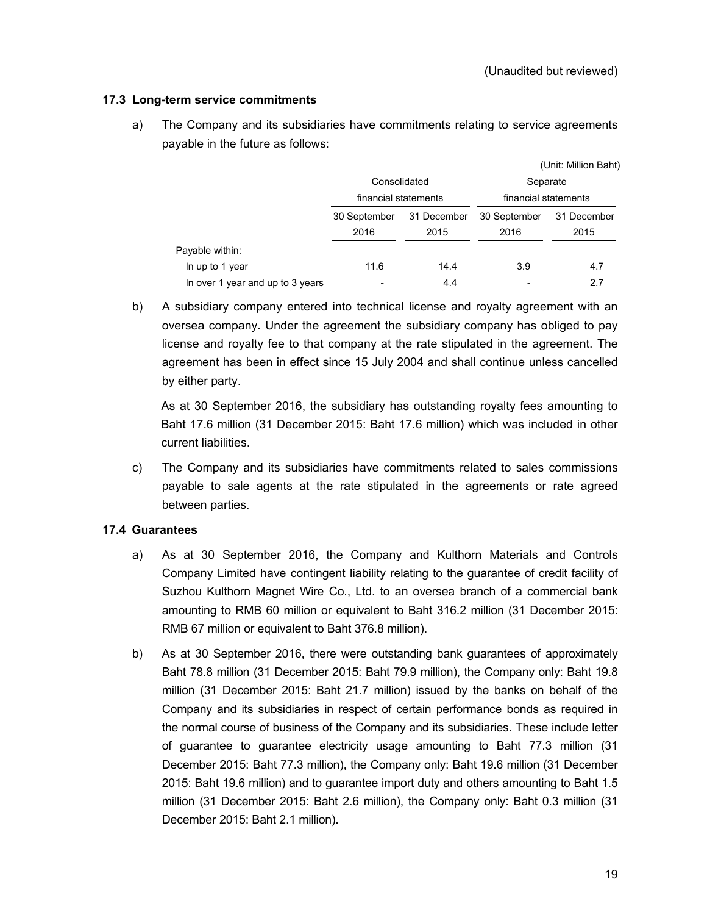(Unaudited but reviewed)

### 17.3 Long-term service commitments

a) The Company and its subsidiaries have commitments relating to service agreements payable in the future as follows:

(Unit: Million Baht)

| | Consolidated financial statements | | Separate financial statements | |
|---|---|---|---|---|
| | 30 September 2016 | 31 December 2015 | 30 September 2016 | 31 December 2015 |
| Payable within: | | | | |
| In up to 1 year | 11.6 | 14.4 | 3.9 | 4.7 |
| In over 1 year and up to 3 years | - | 4.4 | - | 2.7 |

b) A subsidiary company entered into technical license and royalty agreement with an oversea company. Under the agreement the subsidiary company has obliged to pay license and royalty fee to that company at the rate stipulated in the agreement. The agreement has been in effect since 15 July 2004 and shall continue unless cancelled by either party.

As at 30 September 2016, the subsidiary has outstanding royalty fees amounting to Baht 17.6 million (31 December 2015: Baht 17.6 million) which was included in other current liabilities.

c) The Company and its subsidiaries have commitments related to sales commissions payable to sale agents at the rate stipulated in the agreements or rate agreed between parties.

### 17.4 Guarantees

a) As at 30 September 2016, the Company and Kulthorn Materials and Controls Company Limited have contingent liability relating to the guarantee of credit facility of Suzhou Kulthorn Magnet Wire Co., Ltd. to an oversea branch of a commercial bank amounting to RMB 60 million or equivalent to Baht 316.2 million (31 December 2015: RMB 67 million or equivalent to Baht 376.8 million).

b) As at 30 September 2016, there were outstanding bank guarantees of approximately Baht 78.8 million (31 December 2015: Baht 79.9 million), the Company only: Baht 19.8 million (31 December 2015: Baht 21.7 million) issued by the banks on behalf of the Company and its subsidiaries in respect of certain performance bonds as required in the normal course of business of the Company and its subsidiaries. These include letter of guarantee to guarantee electricity usage amounting to Baht 77.3 million (31 December 2015: Baht 77.3 million), the Company only: Baht 19.6 million (31 December 2015: Baht 19.6 million) and to guarantee import duty and others amounting to Baht 1.5 million (31 December 2015: Baht 2.6 million), the Company only: Baht 0.3 million (31 December 2015: Baht 2.1 million).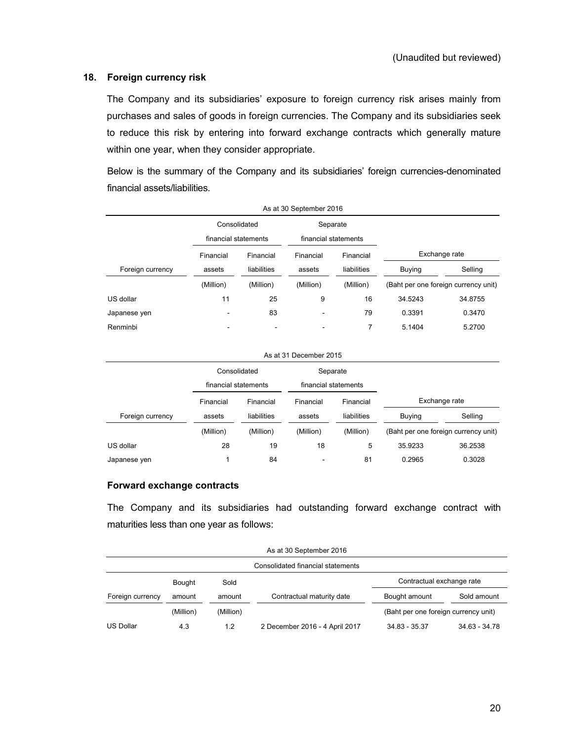(Unaudited but reviewed)

## 18. Foreign currency risk

The Company and its subsidiaries' exposure to foreign currency risk arises mainly from purchases and sales of goods in foreign currencies. The Company and its subsidiaries seek to reduce this risk by entering into forward exchange contracts which generally mature within one year, when they consider appropriate.

Below is the summary of the Company and its subsidiaries' foreign currencies-denominated financial assets/liabilities.

| As at 30 September 2016 | | | | | | |
|---|---|---|---|---|---|---|
| | Consolidated financial statements | | Separate financial statements | | | |
| | Financial | Financial | Financial | Financial | Exchange rate | |
| Foreign currency | assets | liabilities | assets | liabilities | Buying | Selling |
| | (Million) | (Million) | (Million) | (Million) | (Baht per one foreign currency unit) | |
| US dollar | 11 | 25 | 9 | 16 | 34.5243 | 34.8755 |
| Japanese yen | - | 83 | - | 79 | 0.3391 | 0.3470 |
| Renminbi | - | - | - | 7 | 5.1404 | 5.2700 |

| As at 31 December 2015 | | | | | | |
|---|---|---|---|---|---|---|
| | Consolidated financial statements | | Separate financial statements | | | |
| | Financial | Financial | Financial | Financial | Exchange rate | |
| Foreign currency | assets | liabilities | assets | liabilities | Buying | Selling |
| | (Million) | (Million) | (Million) | (Million) | (Baht per one foreign currency unit) | |
| US dollar | 28 | 19 | 18 | 5 | 35.9233 | 36.2538 |
| Japanese yen | 1 | 84 | - | 81 | 0.2965 | 0.3028 |

### Forward exchange contracts

The Company and its subsidiaries had outstanding forward exchange contract with maturities less than one year as follows:

| As at 30 September 2016 | | | | | |
|---|---|---|---|---|---|
| Consolidated financial statements | | | | | |
| | Bought | Sold | | Contractual exchange rate | |
| Foreign currency | amount | amount | Contractual maturity date | Bought amount | Sold amount |
| | (Million) | (Million) | | (Baht per one foreign currency unit) | |
| US Dollar | 4.3 | 1.2 | 2 December 2016 - 4 April 2017 | 34.83 - 35.37 | 34.63 - 34.78 |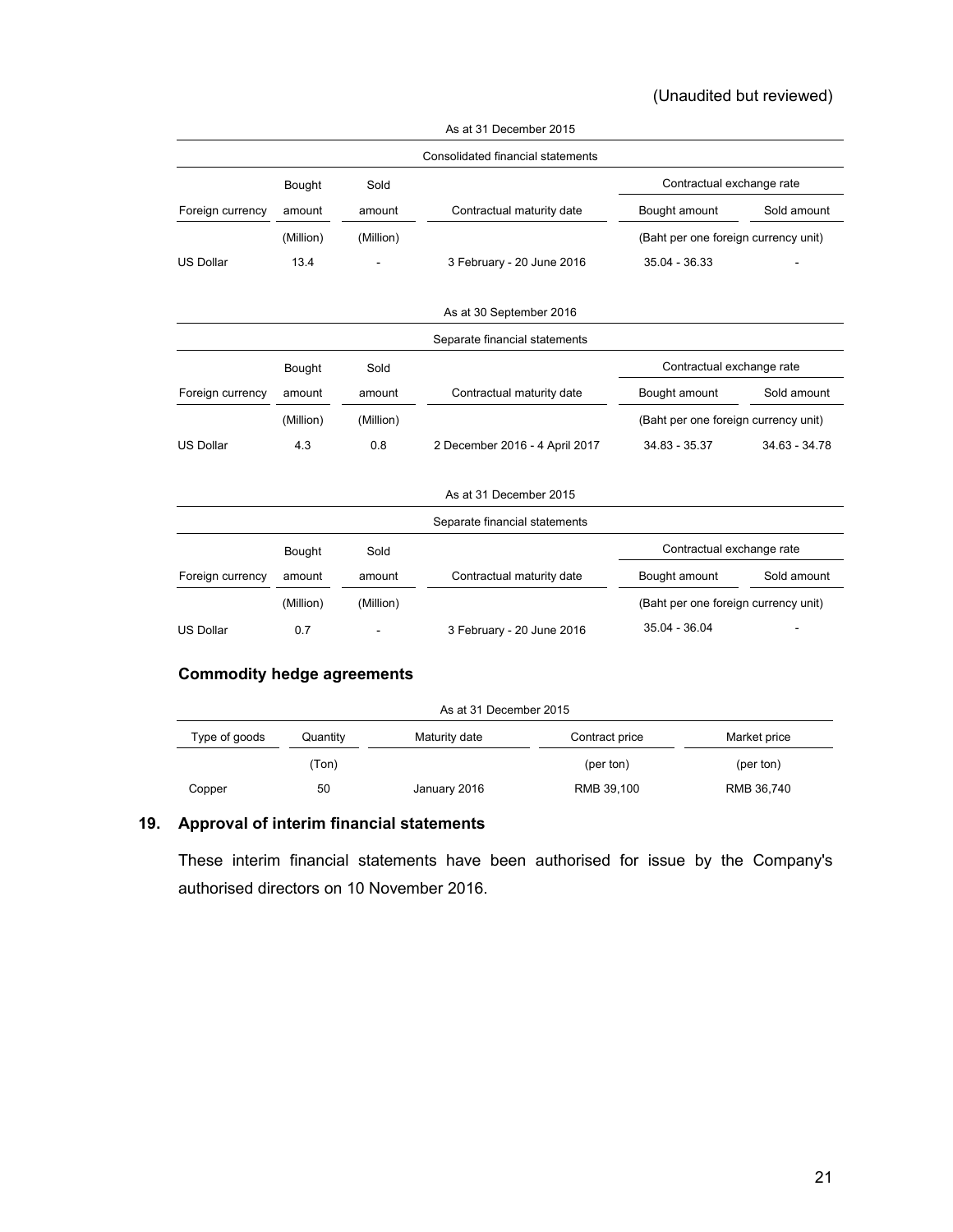(Unaudited but reviewed)

| As at 31 December 2015 | | | | | |
|---|---|---|---|---|---|
| Consolidated financial statements | | | | | |
| Foreign currency | Bought amount | Sold amount | Contractual maturity date | Contractual exchange rate | |
| | | | | Bought amount | Sold amount |
| | (Million) | (Million) | | (Baht per one foreign currency unit) | |
| US Dollar | 13.4 | - | 3 February - 20 June 2016 | 35.04 - 36.33 | - |

| As at 30 September 2016 | | | | | |
|---|---|---|---|---|---|
| Separate financial statements | | | | | |
| Foreign currency | Bought amount | Sold amount | Contractual maturity date | Contractual exchange rate | |
| | | | | Bought amount | Sold amount |
| | (Million) | (Million) | | (Baht per one foreign currency unit) | |
| US Dollar | 4.3 | 0.8 | 2 December 2016 - 4 April 2017 | 34.83 - 35.37 | 34.63 - 34.78 |

| As at 31 December 2015 | | | | | |
|---|---|---|---|---|---|
| Separate financial statements | | | | | |
| Foreign currency | Bought amount | Sold amount | Contractual maturity date | Contractual exchange rate | |
| | | | | Bought amount | Sold amount |
| | (Million) | (Million) | | (Baht per one foreign currency unit) | |
| US Dollar | 0.7 | - | 3 February - 20 June 2016 | 35.04 - 36.04 | - |

**Commodity hedge agreements**

| As at 31 December 2015 | | | | |
|---|---|---|---|---|
| Type of goods | Quantity | Maturity date | Contract price | Market price |
| | (Ton) | | (per ton) | (per ton) |
| Copper | 50 | January 2016 | RMB 39,100 | RMB 36,740 |

## 19. Approval of interim financial statements

These interim financial statements have been authorised for issue by the Company's authorised directors on 10 November 2016.